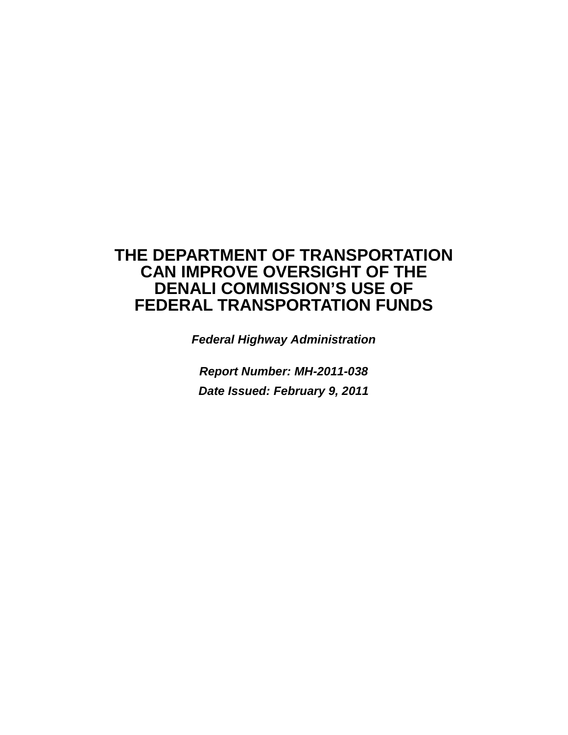# THE DEPARTMENT OF TRANSPORTATION CAN IMPROVE OVERSIGHT OF THE DENALI COMMISSION'S USE OF FEDERAL TRANSPORTATION FUNDS

***Federal Highway Administration***

***Report Number: MH-2011-038***

***Date Issued: February 9, 2011***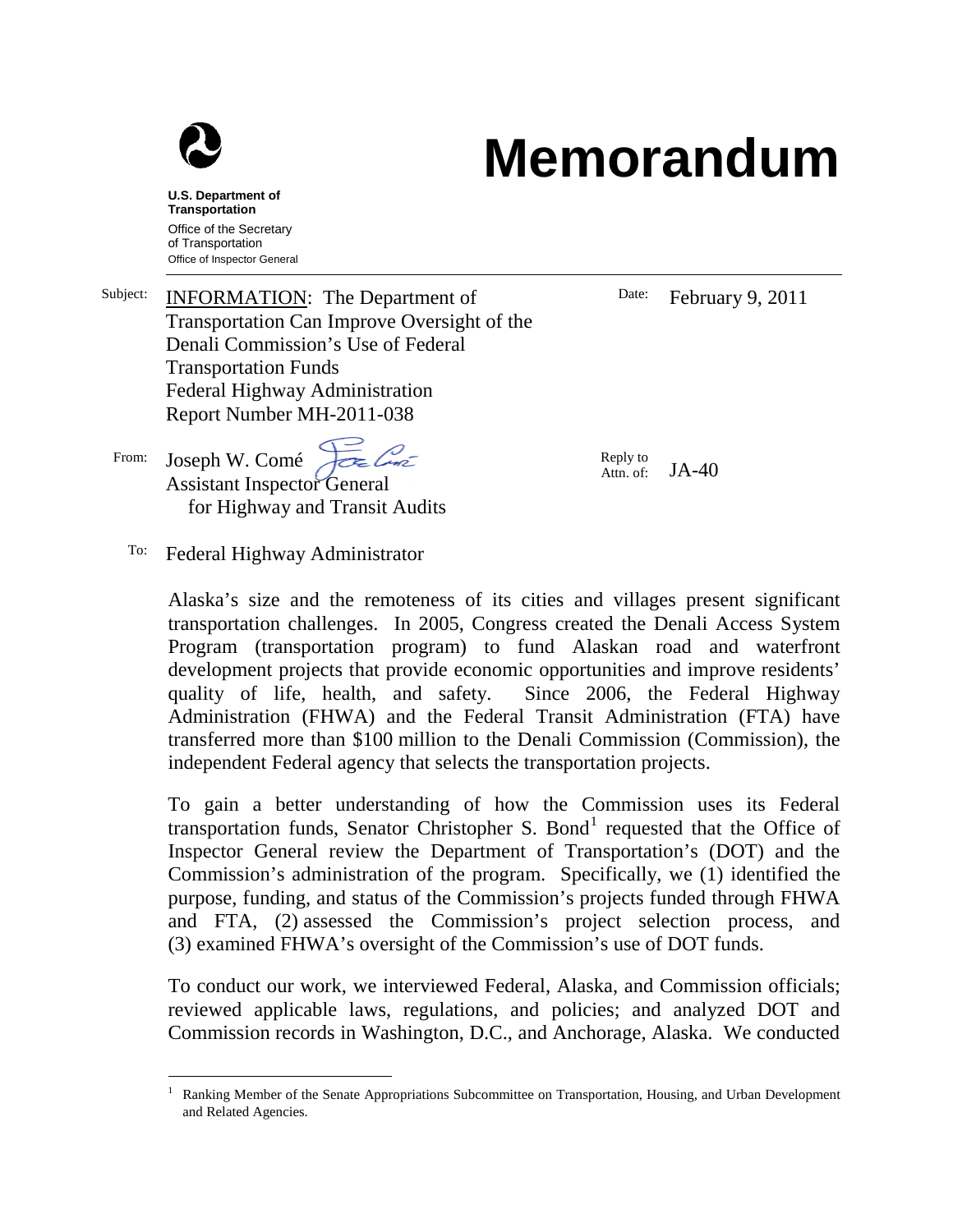U.S. Department of Transportation
Office of the Secretary of Transportation
Office of Inspector General

# Memorandum

Subject: INFORMATION: The Department of Transportation Can Improve Oversight of the Denali Commission's Use of Federal Transportation Funds
Federal Highway Administration
Report Number MH-2011-038

Date: February 9, 2011

From: Joseph W. Comé
Assistant Inspector General for Highway and Transit Audits

Reply to Attn. of: JA-40

To: Federal Highway Administrator

Alaska's size and the remoteness of its cities and villages present significant transportation challenges. In 2005, Congress created the Denali Access System Program (transportation program) to fund Alaskan road and waterfront development projects that provide economic opportunities and improve residents' quality of life, health, and safety. Since 2006, the Federal Highway Administration (FHWA) and the Federal Transit Administration (FTA) have transferred more than $100 million to the Denali Commission (Commission), the independent Federal agency that selects the transportation projects.

To gain a better understanding of how the Commission uses its Federal transportation funds, Senator Christopher S. Bond[1] requested that the Office of Inspector General review the Department of Transportation's (DOT) and the Commission's administration of the program. Specifically, we (1) identified the purpose, funding, and status of the Commission's projects funded through FHWA and FTA, (2) assessed the Commission's project selection process, and (3) examined FHWA's oversight of the Commission's use of DOT funds.

To conduct our work, we interviewed Federal, Alaska, and Commission officials; reviewed applicable laws, regulations, and policies; and analyzed DOT and Commission records in Washington, D.C., and Anchorage, Alaska. We conducted

[1] Ranking Member of the Senate Appropriations Subcommittee on Transportation, Housing, and Urban Development and Related Agencies.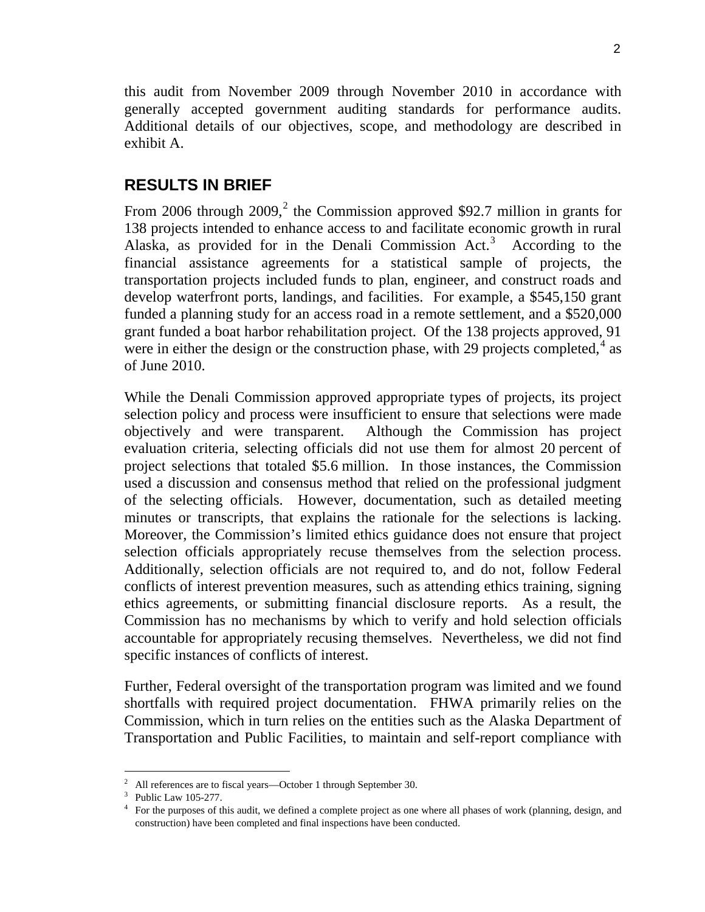this audit from November 2009 through November 2010 in accordance with generally accepted government auditing standards for performance audits. Additional details of our objectives, scope, and methodology are described in exhibit A.

## RESULTS IN BRIEF

From 2006 through 2009,[2] the Commission approved $92.7 million in grants for 138 projects intended to enhance access to and facilitate economic growth in rural Alaska, as provided for in the Denali Commission Act.[3] According to the financial assistance agreements for a statistical sample of projects, the transportation projects included funds to plan, engineer, and construct roads and develop waterfront ports, landings, and facilities. For example, a $545,150 grant funded a planning study for an access road in a remote settlement, and a $520,000 grant funded a boat harbor rehabilitation project. Of the 138 projects approved, 91 were in either the design or the construction phase, with 29 projects completed,[4] as of June 2010.

While the Denali Commission approved appropriate types of projects, its project selection policy and process were insufficient to ensure that selections were made objectively and were transparent. Although the Commission has project evaluation criteria, selecting officials did not use them for almost 20 percent of project selections that totaled $5.6 million. In those instances, the Commission used a discussion and consensus method that relied on the professional judgment of the selecting officials. However, documentation, such as detailed meeting minutes or transcripts, that explains the rationale for the selections is lacking. Moreover, the Commission's limited ethics guidance does not ensure that project selection officials appropriately recuse themselves from the selection process. Additionally, selection officials are not required to, and do not, follow Federal conflicts of interest prevention measures, such as attending ethics training, signing ethics agreements, or submitting financial disclosure reports. As a result, the Commission has no mechanisms by which to verify and hold selection officials accountable for appropriately recusing themselves. Nevertheless, we did not find specific instances of conflicts of interest.

Further, Federal oversight of the transportation program was limited and we found shortfalls with required project documentation. FHWA primarily relies on the Commission, which in turn relies on the entities such as the Alaska Department of Transportation and Public Facilities, to maintain and self-report compliance with

---

[2] All references are to fiscal years—October 1 through September 30.

[3] Public Law 105-277.

[4] For the purposes of this audit, we defined a complete project as one where all phases of work (planning, design, and construction) have been completed and final inspections have been conducted.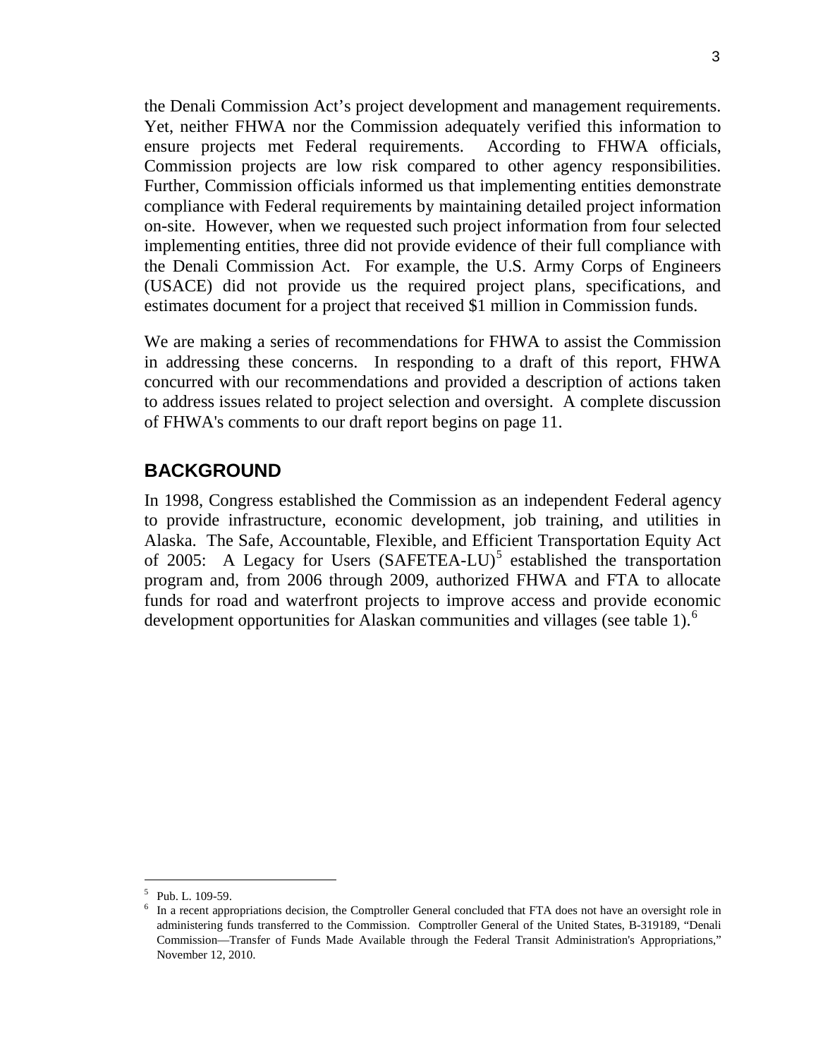the Denali Commission Act's project development and management requirements. Yet, neither FHWA nor the Commission adequately verified this information to ensure projects met Federal requirements. According to FHWA officials, Commission projects are low risk compared to other agency responsibilities. Further, Commission officials informed us that implementing entities demonstrate compliance with Federal requirements by maintaining detailed project information on-site. However, when we requested such project information from four selected implementing entities, three did not provide evidence of their full compliance with the Denali Commission Act. For example, the U.S. Army Corps of Engineers (USACE) did not provide us the required project plans, specifications, and estimates document for a project that received $1 million in Commission funds.

We are making a series of recommendations for FHWA to assist the Commission in addressing these concerns. In responding to a draft of this report, FHWA concurred with our recommendations and provided a description of actions taken to address issues related to project selection and oversight. A complete discussion of FHWA's comments to our draft report begins on page 11.

## BACKGROUND

In 1998, Congress established the Commission as an independent Federal agency to provide infrastructure, economic development, job training, and utilities in Alaska. The Safe, Accountable, Flexible, and Efficient Transportation Equity Act of 2005: A Legacy for Users (SAFETEA-LU)[5] established the transportation program and, from 2006 through 2009, authorized FHWA and FTA to allocate funds for road and waterfront projects to improve access and provide economic development opportunities for Alaskan communities and villages (see table 1).[6]

---

[5] Pub. L. 109-59.

[6] In a recent appropriations decision, the Comptroller General concluded that FTA does not have an oversight role in administering funds transferred to the Commission. Comptroller General of the United States, B-319189, "Denali Commission—Transfer of Funds Made Available through the Federal Transit Administration's Appropriations," November 12, 2010.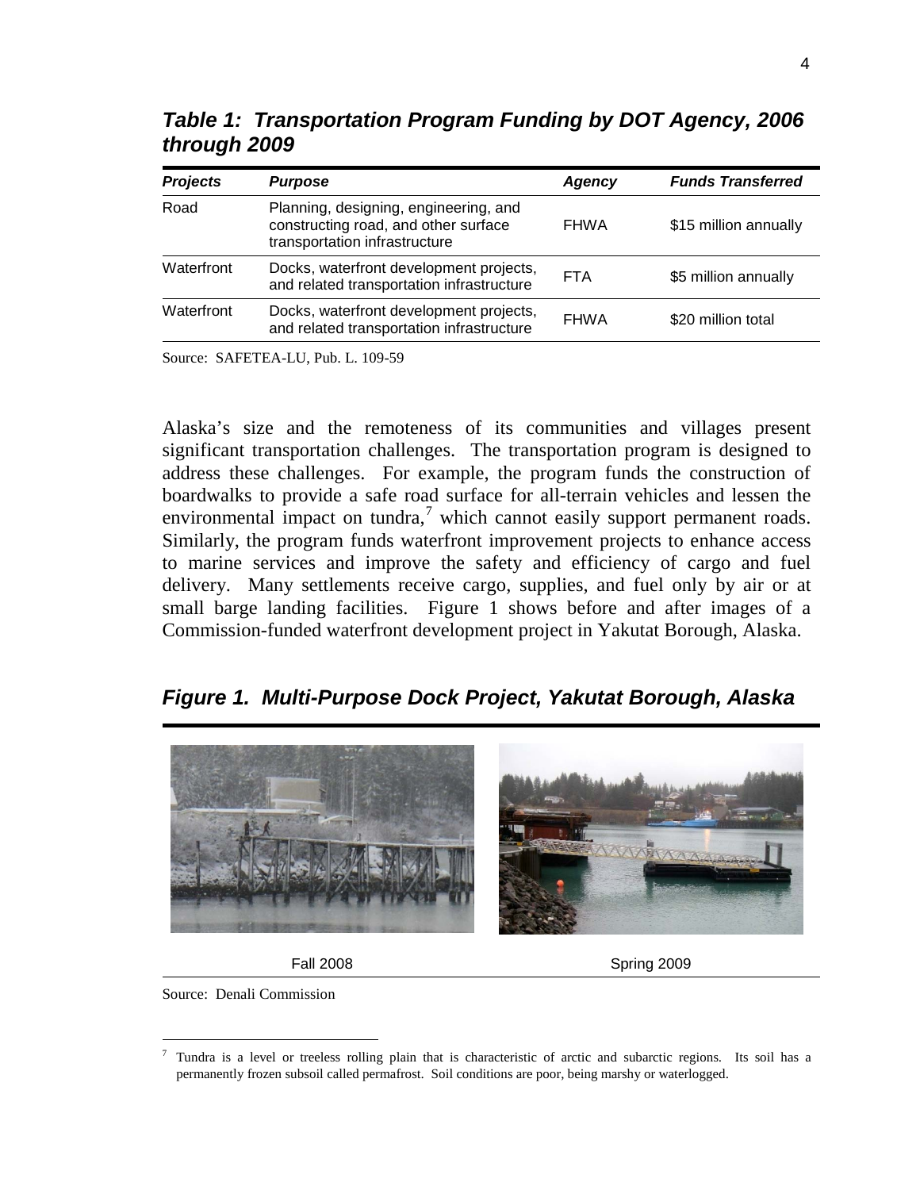***Table 1: Transportation Program Funding by DOT Agency, 2006 through 2009***

| *Projects* | *Purpose* | *Agency* | *Funds Transferred* |
| --- | --- | --- | --- |
| Road | Planning, designing, engineering, and constructing road, and other surface transportation infrastructure | FHWA | $15 million annually |
| Waterfront | Docks, waterfront development projects, and related transportation infrastructure | FTA | $5 million annually |
| Waterfront | Docks, waterfront development projects, and related transportation infrastructure | FHWA | $20 million total |

Source: SAFETEA-LU, Pub. L. 109-59

Alaska's size and the remoteness of its communities and villages present significant transportation challenges. The transportation program is designed to address these challenges. For example, the program funds the construction of boardwalks to provide a safe road surface for all-terrain vehicles and lessen the environmental impact on tundra,[7] which cannot easily support permanent roads. Similarly, the program funds waterfront improvement projects to enhance access to marine services and improve the safety and efficiency of cargo and fuel delivery. Many settlements receive cargo, supplies, and fuel only by air or at small barge landing facilities. Figure 1 shows before and after images of a Commission-funded waterfront development project in Yakutat Borough, Alaska.

***Figure 1. Multi-Purpose Dock Project, Yakutat Borough, Alaska***

Fall 2008 | Spring 2009

Source: Denali Commission

[7] Tundra is a level or treeless rolling plain that is characteristic of arctic and subarctic regions. Its soil has a permanently frozen subsoil called permafrost. Soil conditions are poor, being marshy or waterlogged.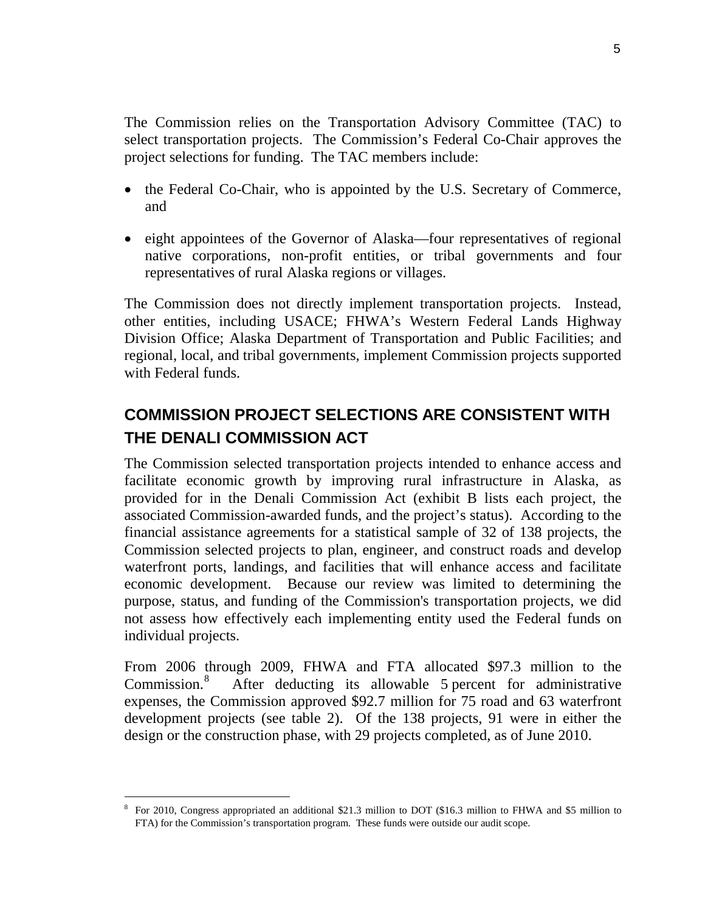The Commission relies on the Transportation Advisory Committee (TAC) to select transportation projects. The Commission's Federal Co-Chair approves the project selections for funding. The TAC members include:

- the Federal Co-Chair, who is appointed by the U.S. Secretary of Commerce, and
- eight appointees of the Governor of Alaska—four representatives of regional native corporations, non-profit entities, or tribal governments and four representatives of rural Alaska regions or villages.

The Commission does not directly implement transportation projects. Instead, other entities, including USACE; FHWA's Western Federal Lands Highway Division Office; Alaska Department of Transportation and Public Facilities; and regional, local, and tribal governments, implement Commission projects supported with Federal funds.

## COMMISSION PROJECT SELECTIONS ARE CONSISTENT WITH THE DENALI COMMISSION ACT

The Commission selected transportation projects intended to enhance access and facilitate economic growth by improving rural infrastructure in Alaska, as provided for in the Denali Commission Act (exhibit B lists each project, the associated Commission-awarded funds, and the project's status). According to the financial assistance agreements for a statistical sample of 32 of 138 projects, the Commission selected projects to plan, engineer, and construct roads and develop waterfront ports, landings, and facilities that will enhance access and facilitate economic development. Because our review was limited to determining the purpose, status, and funding of the Commission's transportation projects, we did not assess how effectively each implementing entity used the Federal funds on individual projects.

From 2006 through 2009, FHWA and FTA allocated \$97.3 million to the Commission.[8] After deducting its allowable 5 percent for administrative expenses, the Commission approved \$92.7 million for 75 road and 63 waterfront development projects (see table 2). Of the 138 projects, 91 were in either the design or the construction phase, with 29 projects completed, as of June 2010.

[8] For 2010, Congress appropriated an additional \$21.3 million to DOT (\$16.3 million to FHWA and \$5 million to FTA) for the Commission's transportation program. These funds were outside our audit scope.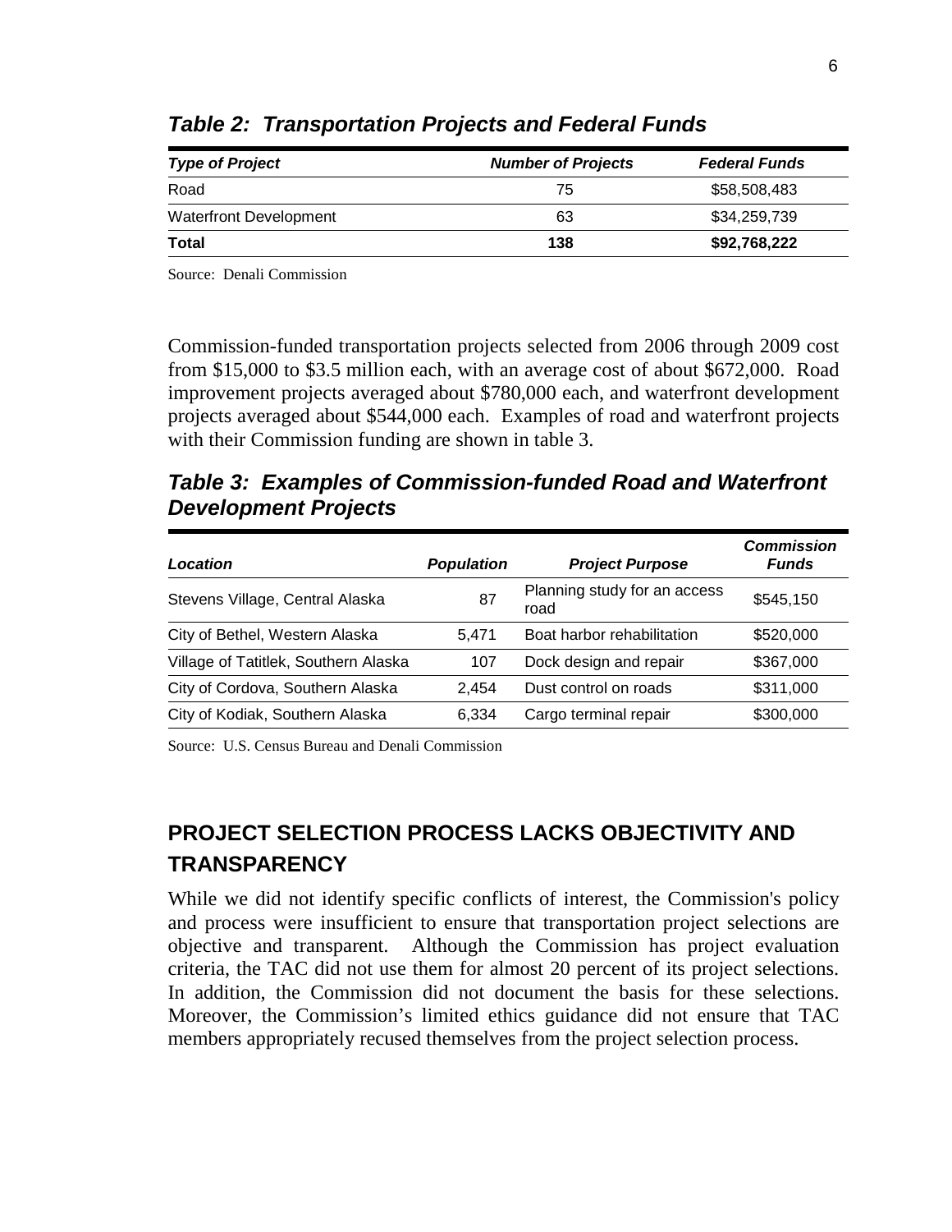***Table 2: Transportation Projects and Federal Funds***

| *Type of Project* | *Number of Projects* | *Federal Funds* |
|---|---|---|
| Road | 75 | $58,508,483 |
| Waterfront Development | 63 | $34,259,739 |
| **Total** | **138** | **$92,768,222** |

Source: Denali Commission

Commission-funded transportation projects selected from 2006 through 2009 cost from $15,000 to $3.5 million each, with an average cost of about $672,000. Road improvement projects averaged about $780,000 each, and waterfront development projects averaged about $544,000 each. Examples of road and waterfront projects with their Commission funding are shown in table 3.

***Table 3: Examples of Commission-funded Road and Waterfront Development Projects***

| *Location* | *Population* | *Project Purpose* | *Commission Funds* |
|---|---|---|---|
| Stevens Village, Central Alaska | 87 | Planning study for an access road | $545,150 |
| City of Bethel, Western Alaska | 5,471 | Boat harbor rehabilitation | $520,000 |
| Village of Tatitlek, Southern Alaska | 107 | Dock design and repair | $367,000 |
| City of Cordova, Southern Alaska | 2,454 | Dust control on roads | $311,000 |
| City of Kodiak, Southern Alaska | 6,334 | Cargo terminal repair | $300,000 |

Source: U.S. Census Bureau and Denali Commission

## PROJECT SELECTION PROCESS LACKS OBJECTIVITY AND TRANSPARENCY

While we did not identify specific conflicts of interest, the Commission's policy and process were insufficient to ensure that transportation project selections are objective and transparent. Although the Commission has project evaluation criteria, the TAC did not use them for almost 20 percent of its project selections. In addition, the Commission did not document the basis for these selections. Moreover, the Commission's limited ethics guidance did not ensure that TAC members appropriately recused themselves from the project selection process.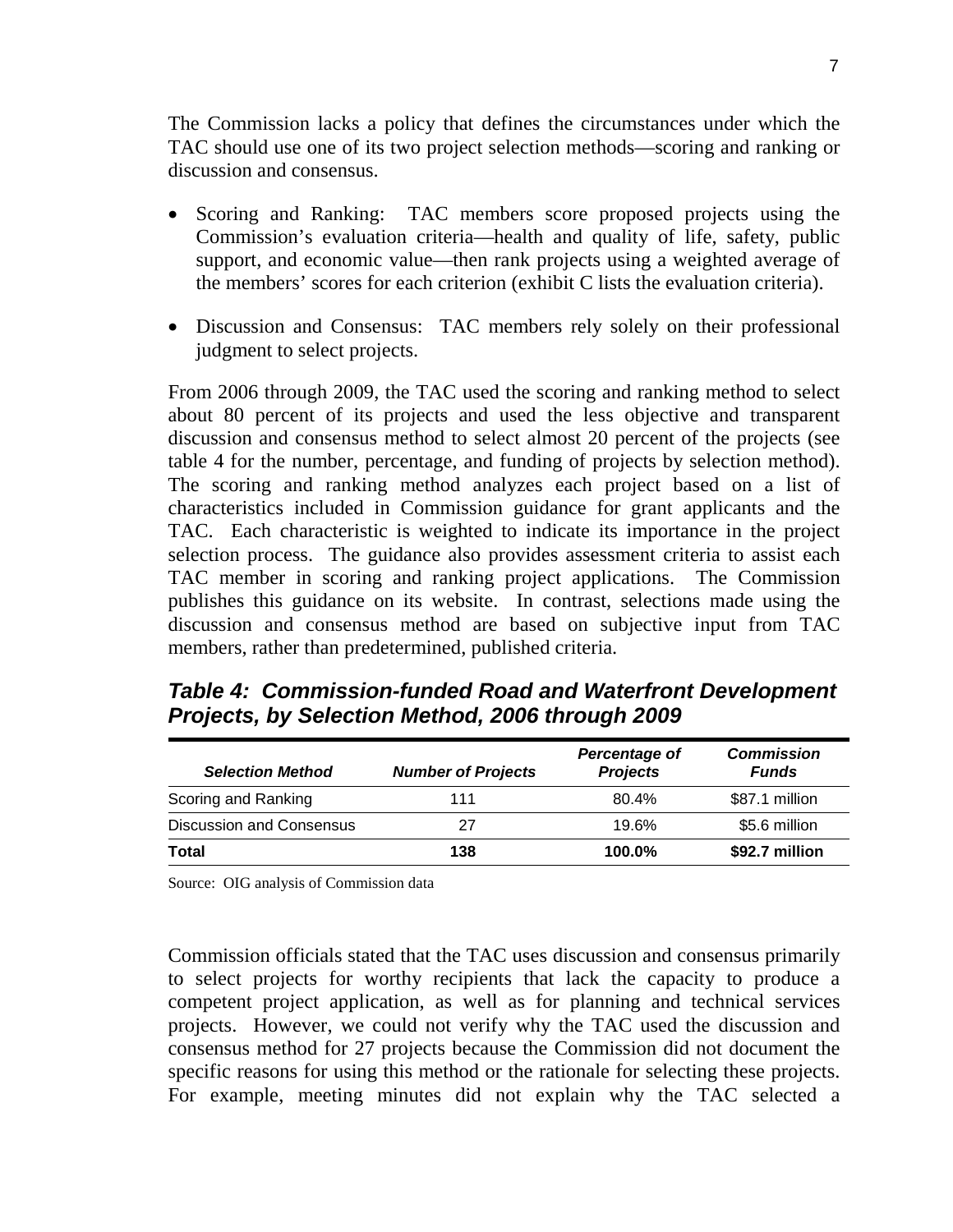The Commission lacks a policy that defines the circumstances under which the TAC should use one of its two project selection methods—scoring and ranking or discussion and consensus.

- Scoring and Ranking: TAC members score proposed projects using the Commission's evaluation criteria—health and quality of life, safety, public support, and economic value—then rank projects using a weighted average of the members' scores for each criterion (exhibit C lists the evaluation criteria).
- Discussion and Consensus: TAC members rely solely on their professional judgment to select projects.

From 2006 through 2009, the TAC used the scoring and ranking method to select about 80 percent of its projects and used the less objective and transparent discussion and consensus method to select almost 20 percent of the projects (see table 4 for the number, percentage, and funding of projects by selection method). The scoring and ranking method analyzes each project based on a list of characteristics included in Commission guidance for grant applicants and the TAC. Each characteristic is weighted to indicate its importance in the project selection process. The guidance also provides assessment criteria to assist each TAC member in scoring and ranking project applications. The Commission publishes this guidance on its website. In contrast, selections made using the discussion and consensus method are based on subjective input from TAC members, rather than predetermined, published criteria.

***Table 4: Commission-funded Road and Waterfront Development Projects, by Selection Method, 2006 through 2009***

| *Selection Method* | *Number of Projects* | *Percentage of Projects* | *Commission Funds* |
|---|---|---|---|
| Scoring and Ranking | 111 | 80.4% | $87.1 million |
| Discussion and Consensus | 27 | 19.6% | $5.6 million |
| **Total** | **138** | **100.0%** | **$92.7 million** |

Source: OIG analysis of Commission data

Commission officials stated that the TAC uses discussion and consensus primarily to select projects for worthy recipients that lack the capacity to produce a competent project application, as well as for planning and technical services projects. However, we could not verify why the TAC used the discussion and consensus method for 27 projects because the Commission did not document the specific reasons for using this method or the rationale for selecting these projects. For example, meeting minutes did not explain why the TAC selected a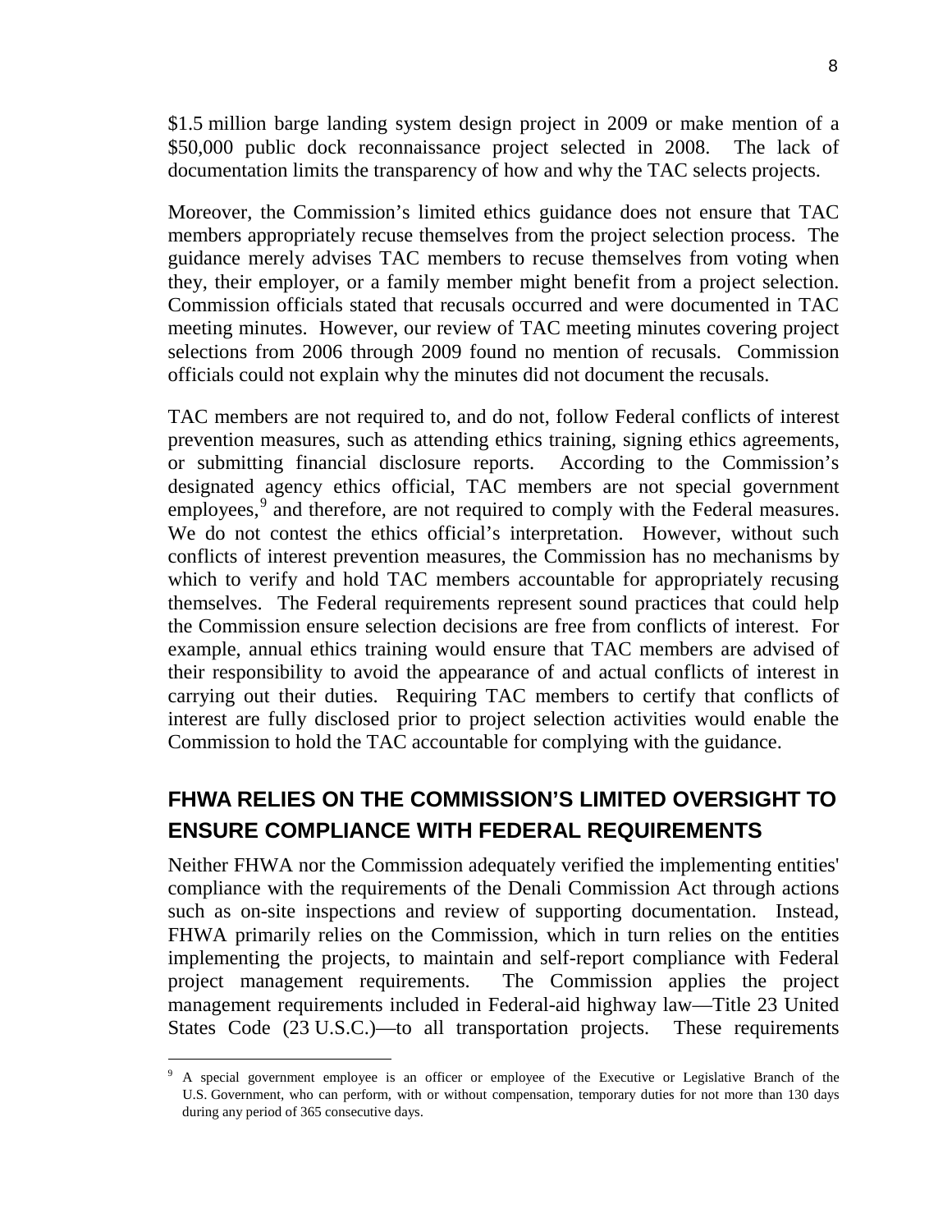$1.5 million barge landing system design project in 2009 or make mention of a $50,000 public dock reconnaissance project selected in 2008. The lack of documentation limits the transparency of how and why the TAC selects projects.

Moreover, the Commission's limited ethics guidance does not ensure that TAC members appropriately recuse themselves from the project selection process. The guidance merely advises TAC members to recuse themselves from voting when they, their employer, or a family member might benefit from a project selection. Commission officials stated that recusals occurred and were documented in TAC meeting minutes. However, our review of TAC meeting minutes covering project selections from 2006 through 2009 found no mention of recusals. Commission officials could not explain why the minutes did not document the recusals.

TAC members are not required to, and do not, follow Federal conflicts of interest prevention measures, such as attending ethics training, signing ethics agreements, or submitting financial disclosure reports. According to the Commission's designated agency ethics official, TAC members are not special government employees,[9] and therefore, are not required to comply with the Federal measures. We do not contest the ethics official's interpretation. However, without such conflicts of interest prevention measures, the Commission has no mechanisms by which to verify and hold TAC members accountable for appropriately recusing themselves. The Federal requirements represent sound practices that could help the Commission ensure selection decisions are free from conflicts of interest. For example, annual ethics training would ensure that TAC members are advised of their responsibility to avoid the appearance of and actual conflicts of interest in carrying out their duties. Requiring TAC members to certify that conflicts of interest are fully disclosed prior to project selection activities would enable the Commission to hold the TAC accountable for complying with the guidance.

## FHWA RELIES ON THE COMMISSION'S LIMITED OVERSIGHT TO ENSURE COMPLIANCE WITH FEDERAL REQUIREMENTS

Neither FHWA nor the Commission adequately verified the implementing entities' compliance with the requirements of the Denali Commission Act through actions such as on-site inspections and review of supporting documentation. Instead, FHWA primarily relies on the Commission, which in turn relies on the entities implementing the projects, to maintain and self-report compliance with Federal project management requirements. The Commission applies the project management requirements included in Federal-aid highway law—Title 23 United States Code (23 U.S.C.)—to all transportation projects. These requirements

[9] A special government employee is an officer or employee of the Executive or Legislative Branch of the U.S. Government, who can perform, with or without compensation, temporary duties for not more than 130 days during any period of 365 consecutive days.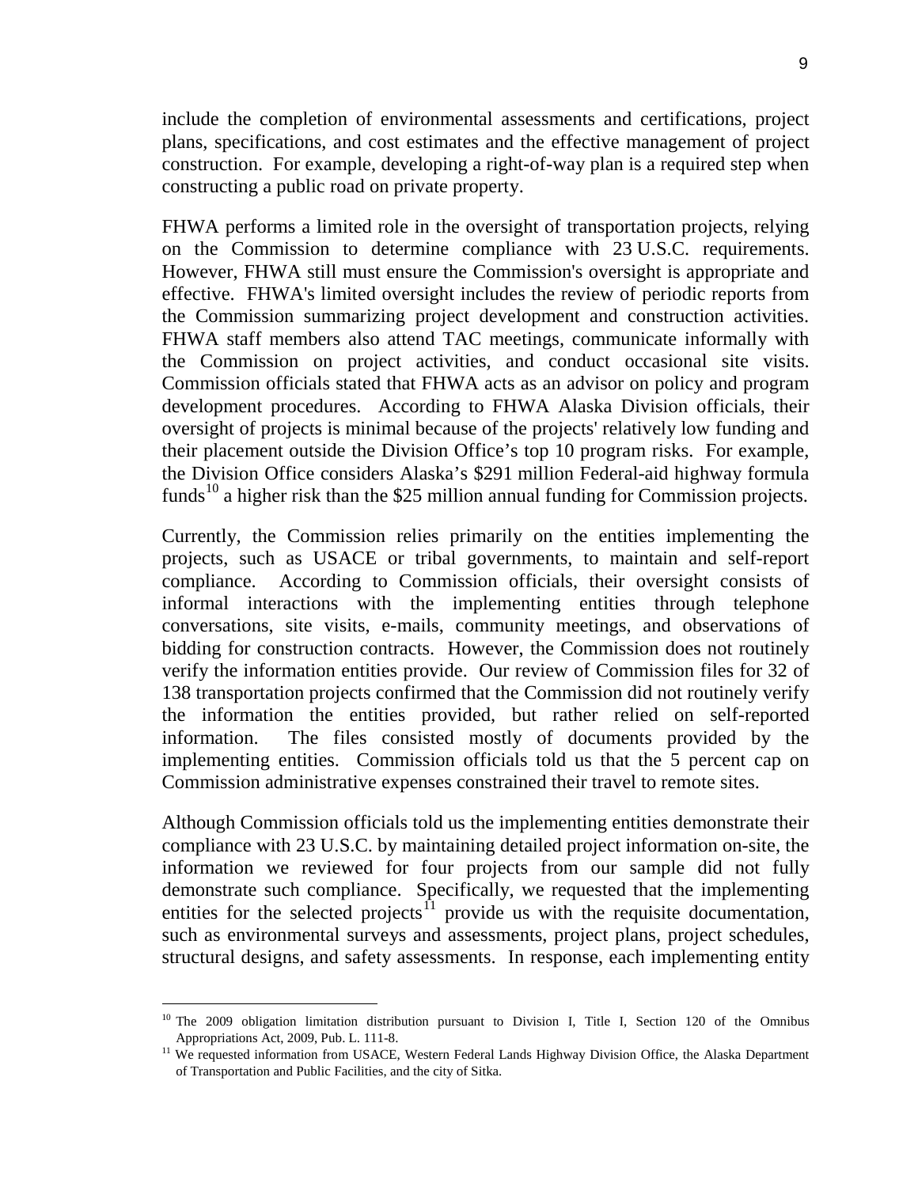include the completion of environmental assessments and certifications, project plans, specifications, and cost estimates and the effective management of project construction. For example, developing a right-of-way plan is a required step when constructing a public road on private property.

FHWA performs a limited role in the oversight of transportation projects, relying on the Commission to determine compliance with 23 U.S.C. requirements. However, FHWA still must ensure the Commission's oversight is appropriate and effective. FHWA's limited oversight includes the review of periodic reports from the Commission summarizing project development and construction activities. FHWA staff members also attend TAC meetings, communicate informally with the Commission on project activities, and conduct occasional site visits. Commission officials stated that FHWA acts as an advisor on policy and program development procedures. According to FHWA Alaska Division officials, their oversight of projects is minimal because of the projects' relatively low funding and their placement outside the Division Office's top 10 program risks. For example, the Division Office considers Alaska's $291 million Federal-aid highway formula funds[10] a higher risk than the $25 million annual funding for Commission projects.

Currently, the Commission relies primarily on the entities implementing the projects, such as USACE or tribal governments, to maintain and self-report compliance. According to Commission officials, their oversight consists of informal interactions with the implementing entities through telephone conversations, site visits, e-mails, community meetings, and observations of bidding for construction contracts. However, the Commission does not routinely verify the information entities provide. Our review of Commission files for 32 of 138 transportation projects confirmed that the Commission did not routinely verify the information the entities provided, but rather relied on self-reported information. The files consisted mostly of documents provided by the implementing entities. Commission officials told us that the 5 percent cap on Commission administrative expenses constrained their travel to remote sites.

Although Commission officials told us the implementing entities demonstrate their compliance with 23 U.S.C. by maintaining detailed project information on-site, the information we reviewed for four projects from our sample did not fully demonstrate such compliance. Specifically, we requested that the implementing entities for the selected projects[11] provide us with the requisite documentation, such as environmental surveys and assessments, project plans, project schedules, structural designs, and safety assessments. In response, each implementing entity

---

[10] The 2009 obligation limitation distribution pursuant to Division I, Title I, Section 120 of the Omnibus Appropriations Act, 2009, Pub. L. 111-8.

[11] We requested information from USACE, Western Federal Lands Highway Division Office, the Alaska Department of Transportation and Public Facilities, and the city of Sitka.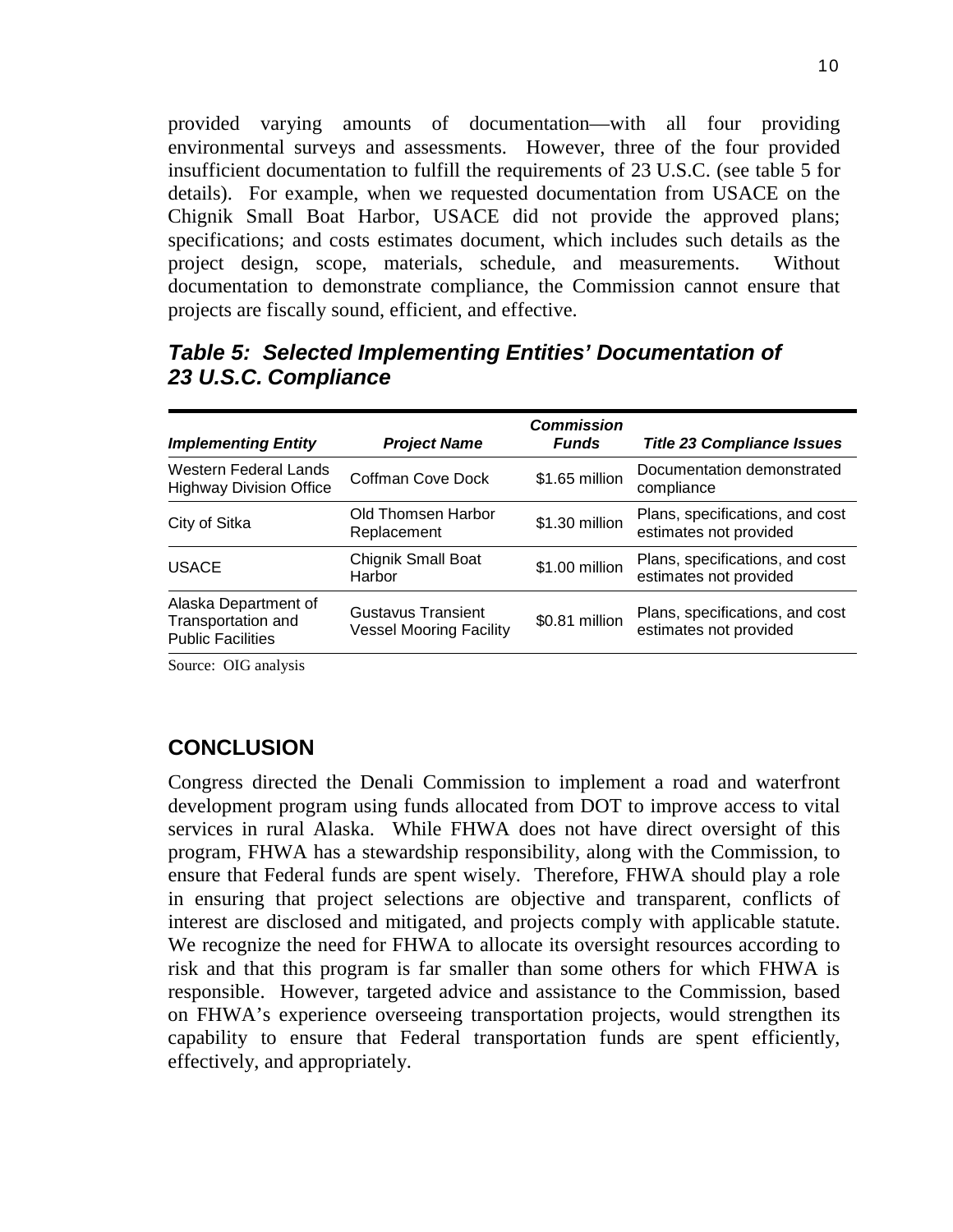provided varying amounts of documentation—with all four providing environmental surveys and assessments. However, three of the four provided insufficient documentation to fulfill the requirements of 23 U.S.C. (see table 5 for details). For example, when we requested documentation from USACE on the Chignik Small Boat Harbor, USACE did not provide the approved plans; specifications; and costs estimates document, which includes such details as the project design, scope, materials, schedule, and measurements. Without documentation to demonstrate compliance, the Commission cannot ensure that projects are fiscally sound, efficient, and effective.

### *Table 5: Selected Implementing Entities' Documentation of 23 U.S.C. Compliance*

| *Implementing Entity* | *Project Name* | *Commission Funds* | *Title 23 Compliance Issues* |
|---|---|---|---|
| Western Federal Lands Highway Division Office | Coffman Cove Dock | $1.65 million | Documentation demonstrated compliance |
| City of Sitka | Old Thomsen Harbor Replacement | $1.30 million | Plans, specifications, and cost estimates not provided |
| USACE | Chignik Small Boat Harbor | $1.00 million | Plans, specifications, and cost estimates not provided |
| Alaska Department of Transportation and Public Facilities | Gustavus Transient Vessel Mooring Facility | $0.81 million | Plans, specifications, and cost estimates not provided |

Source: OIG analysis

## CONCLUSION

Congress directed the Denali Commission to implement a road and waterfront development program using funds allocated from DOT to improve access to vital services in rural Alaska. While FHWA does not have direct oversight of this program, FHWA has a stewardship responsibility, along with the Commission, to ensure that Federal funds are spent wisely. Therefore, FHWA should play a role in ensuring that project selections are objective and transparent, conflicts of interest are disclosed and mitigated, and projects comply with applicable statute. We recognize the need for FHWA to allocate its oversight resources according to risk and that this program is far smaller than some others for which FHWA is responsible. However, targeted advice and assistance to the Commission, based on FHWA's experience overseeing transportation projects, would strengthen its capability to ensure that Federal transportation funds are spent efficiently, effectively, and appropriately.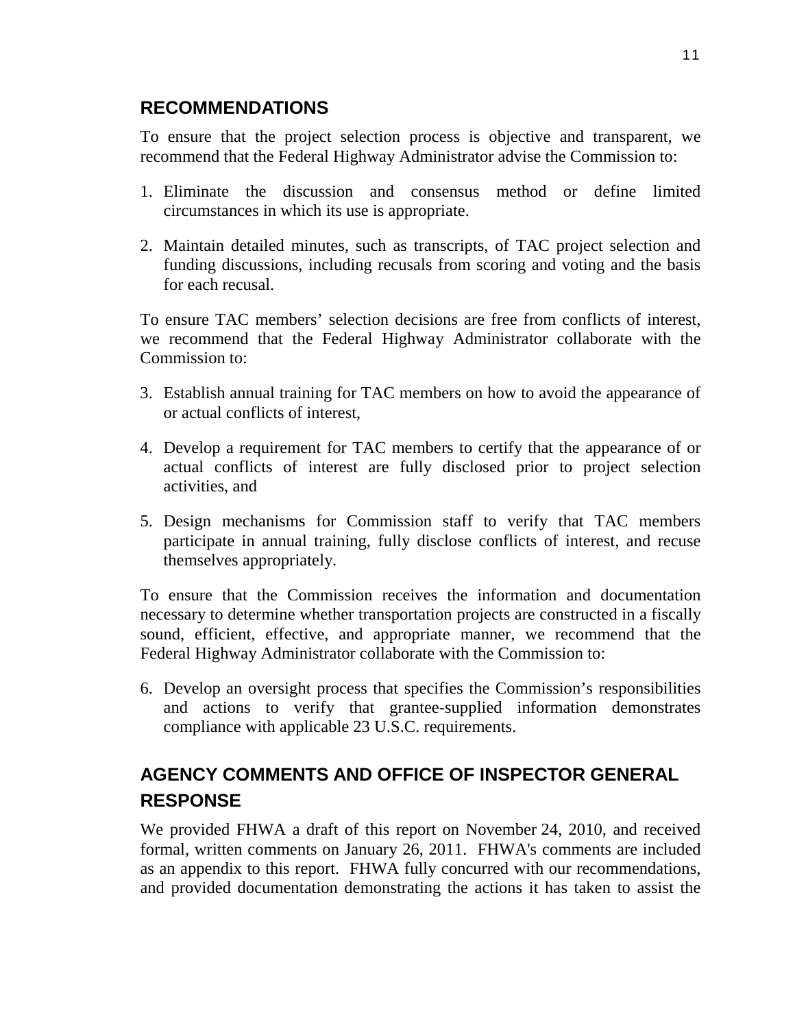## RECOMMENDATIONS

To ensure that the project selection process is objective and transparent, we recommend that the Federal Highway Administrator advise the Commission to:

1. Eliminate the discussion and consensus method or define limited circumstances in which its use is appropriate.
2. Maintain detailed minutes, such as transcripts, of TAC project selection and funding discussions, including recusals from scoring and voting and the basis for each recusal.

To ensure TAC members' selection decisions are free from conflicts of interest, we recommend that the Federal Highway Administrator collaborate with the Commission to:

3. Establish annual training for TAC members on how to avoid the appearance of or actual conflicts of interest,
4. Develop a requirement for TAC members to certify that the appearance of or actual conflicts of interest are fully disclosed prior to project selection activities, and
5. Design mechanisms for Commission staff to verify that TAC members participate in annual training, fully disclose conflicts of interest, and recuse themselves appropriately.

To ensure that the Commission receives the information and documentation necessary to determine whether transportation projects are constructed in a fiscally sound, efficient, effective, and appropriate manner, we recommend that the Federal Highway Administrator collaborate with the Commission to:

6. Develop an oversight process that specifies the Commission's responsibilities and actions to verify that grantee-supplied information demonstrates compliance with applicable 23 U.S.C. requirements.

## AGENCY COMMENTS AND OFFICE OF INSPECTOR GENERAL RESPONSE

We provided FHWA a draft of this report on November 24, 2010, and received formal, written comments on January 26, 2011. FHWA's comments are included as an appendix to this report. FHWA fully concurred with our recommendations, and provided documentation demonstrating the actions it has taken to assist the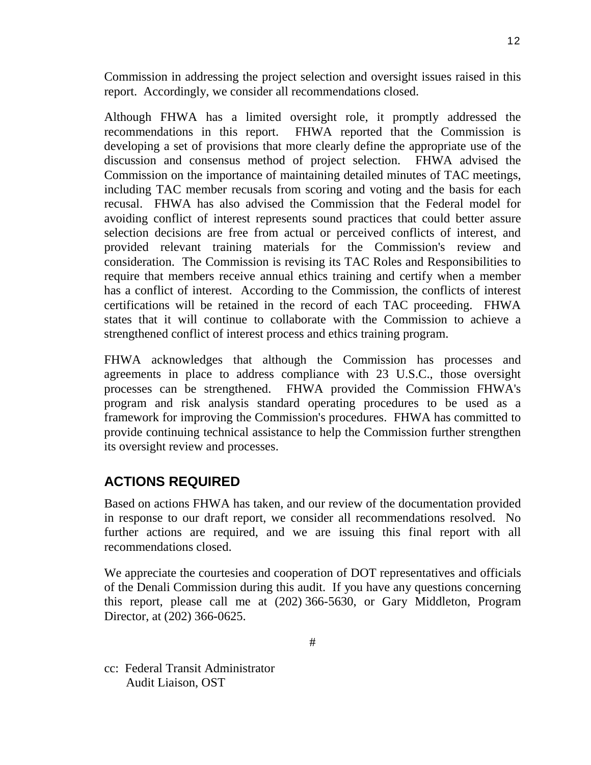Commission in addressing the project selection and oversight issues raised in this report. Accordingly, we consider all recommendations closed.

Although FHWA has a limited oversight role, it promptly addressed the recommendations in this report. FHWA reported that the Commission is developing a set of provisions that more clearly define the appropriate use of the discussion and consensus method of project selection. FHWA advised the Commission on the importance of maintaining detailed minutes of TAC meetings, including TAC member recusals from scoring and voting and the basis for each recusal. FHWA has also advised the Commission that the Federal model for avoiding conflict of interest represents sound practices that could better assure selection decisions are free from actual or perceived conflicts of interest, and provided relevant training materials for the Commission's review and consideration. The Commission is revising its TAC Roles and Responsibilities to require that members receive annual ethics training and certify when a member has a conflict of interest. According to the Commission, the conflicts of interest certifications will be retained in the record of each TAC proceeding. FHWA states that it will continue to collaborate with the Commission to achieve a strengthened conflict of interest process and ethics training program.

FHWA acknowledges that although the Commission has processes and agreements in place to address compliance with 23 U.S.C., those oversight processes can be strengthened. FHWA provided the Commission FHWA's program and risk analysis standard operating procedures to be used as a framework for improving the Commission's procedures. FHWA has committed to provide continuing technical assistance to help the Commission further strengthen its oversight review and processes.

## ACTIONS REQUIRED

Based on actions FHWA has taken, and our review of the documentation provided in response to our draft report, we consider all recommendations resolved. No further actions are required, and we are issuing this final report with all recommendations closed.

We appreciate the courtesies and cooperation of DOT representatives and officials of the Denali Commission during this audit. If you have any questions concerning this report, please call me at (202) 366-5630, or Gary Middleton, Program Director, at (202) 366-0625.

#

cc: Federal Transit Administrator
Audit Liaison, OST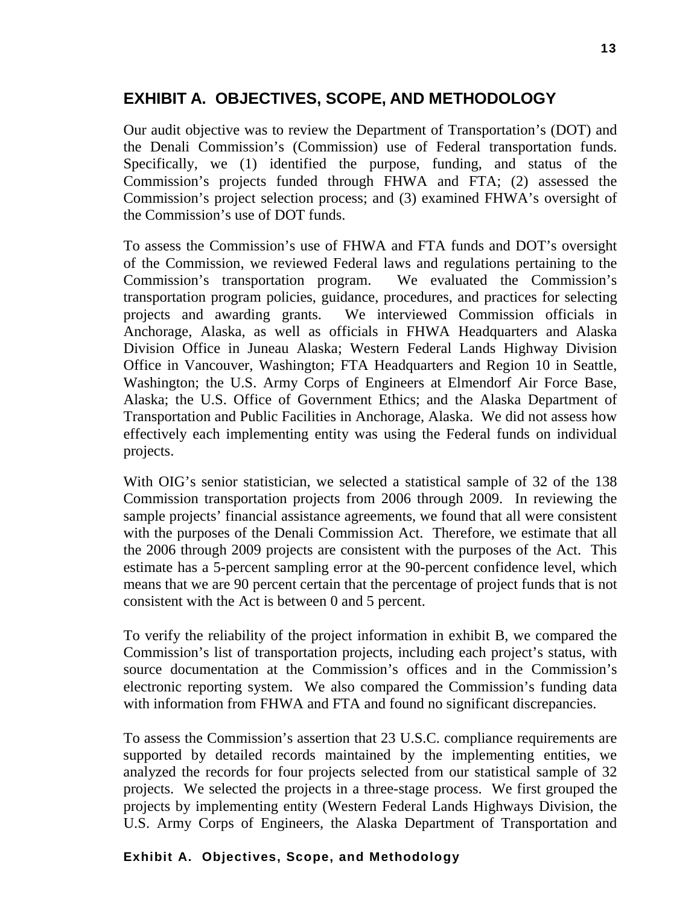## EXHIBIT A. OBJECTIVES, SCOPE, AND METHODOLOGY

Our audit objective was to review the Department of Transportation's (DOT) and the Denali Commission's (Commission) use of Federal transportation funds. Specifically, we (1) identified the purpose, funding, and status of the Commission's projects funded through FHWA and FTA; (2) assessed the Commission's project selection process; and (3) examined FHWA's oversight of the Commission's use of DOT funds.

To assess the Commission's use of FHWA and FTA funds and DOT's oversight of the Commission, we reviewed Federal laws and regulations pertaining to the Commission's transportation program. We evaluated the Commission's transportation program policies, guidance, procedures, and practices for selecting projects and awarding grants. We interviewed Commission officials in Anchorage, Alaska, as well as officials in FHWA Headquarters and Alaska Division Office in Juneau Alaska; Western Federal Lands Highway Division Office in Vancouver, Washington; FTA Headquarters and Region 10 in Seattle, Washington; the U.S. Army Corps of Engineers at Elmendorf Air Force Base, Alaska; the U.S. Office of Government Ethics; and the Alaska Department of Transportation and Public Facilities in Anchorage, Alaska. We did not assess how effectively each implementing entity was using the Federal funds on individual projects.

With OIG's senior statistician, we selected a statistical sample of 32 of the 138 Commission transportation projects from 2006 through 2009. In reviewing the sample projects' financial assistance agreements, we found that all were consistent with the purposes of the Denali Commission Act. Therefore, we estimate that all the 2006 through 2009 projects are consistent with the purposes of the Act. This estimate has a 5-percent sampling error at the 90-percent confidence level, which means that we are 90 percent certain that the percentage of project funds that is not consistent with the Act is between 0 and 5 percent.

To verify the reliability of the project information in exhibit B, we compared the Commission's list of transportation projects, including each project's status, with source documentation at the Commission's offices and in the Commission's electronic reporting system. We also compared the Commission's funding data with information from FHWA and FTA and found no significant discrepancies.

To assess the Commission's assertion that 23 U.S.C. compliance requirements are supported by detailed records maintained by the implementing entities, we analyzed the records for four projects selected from our statistical sample of 32 projects. We selected the projects in a three-stage process. We first grouped the projects by implementing entity (Western Federal Lands Highways Division, the U.S. Army Corps of Engineers, the Alaska Department of Transportation and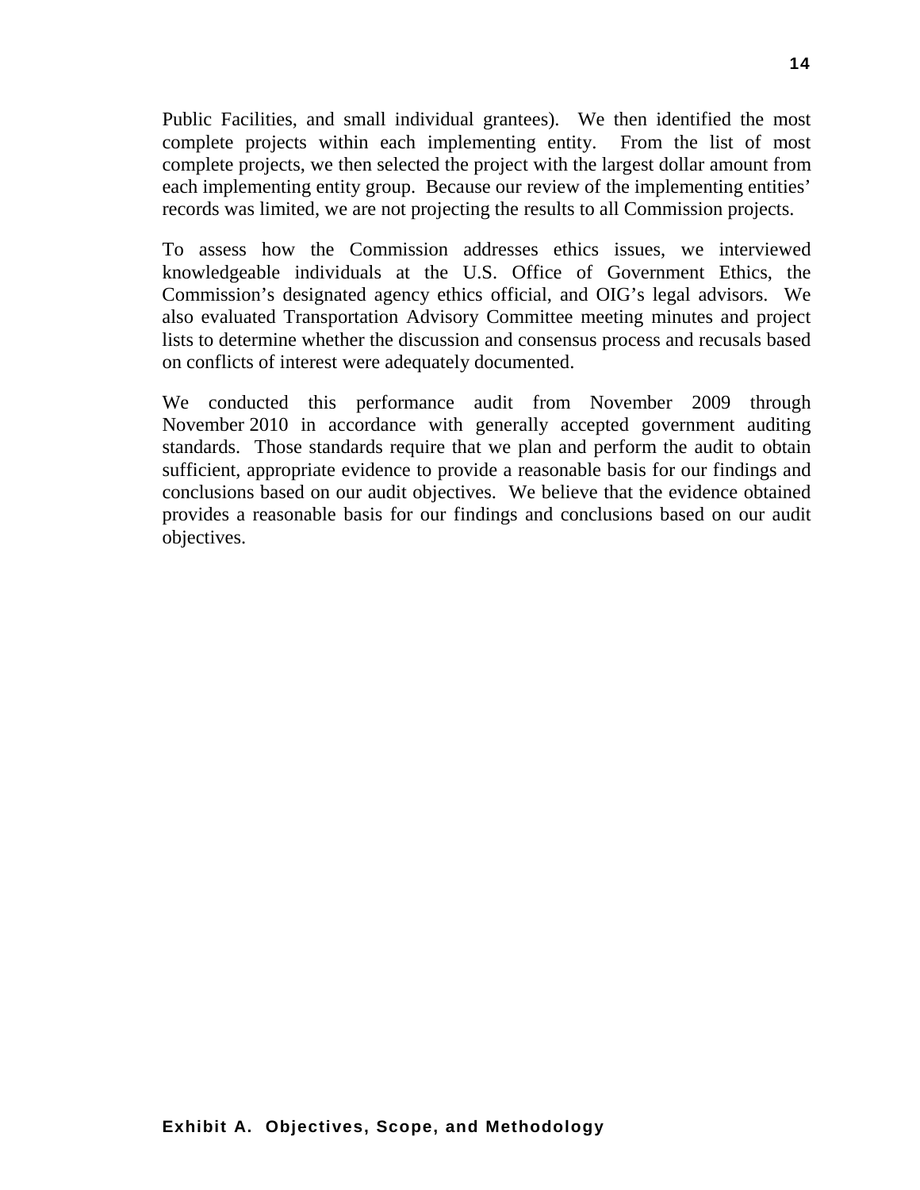Public Facilities, and small individual grantees). We then identified the most complete projects within each implementing entity. From the list of most complete projects, we then selected the project with the largest dollar amount from each implementing entity group. Because our review of the implementing entities' records was limited, we are not projecting the results to all Commission projects.

To assess how the Commission addresses ethics issues, we interviewed knowledgeable individuals at the U.S. Office of Government Ethics, the Commission's designated agency ethics official, and OIG's legal advisors. We also evaluated Transportation Advisory Committee meeting minutes and project lists to determine whether the discussion and consensus process and recusals based on conflicts of interest were adequately documented.

We conducted this performance audit from November 2009 through November 2010 in accordance with generally accepted government auditing standards. Those standards require that we plan and perform the audit to obtain sufficient, appropriate evidence to provide a reasonable basis for our findings and conclusions based on our audit objectives. We believe that the evidence obtained provides a reasonable basis for our findings and conclusions based on our audit objectives.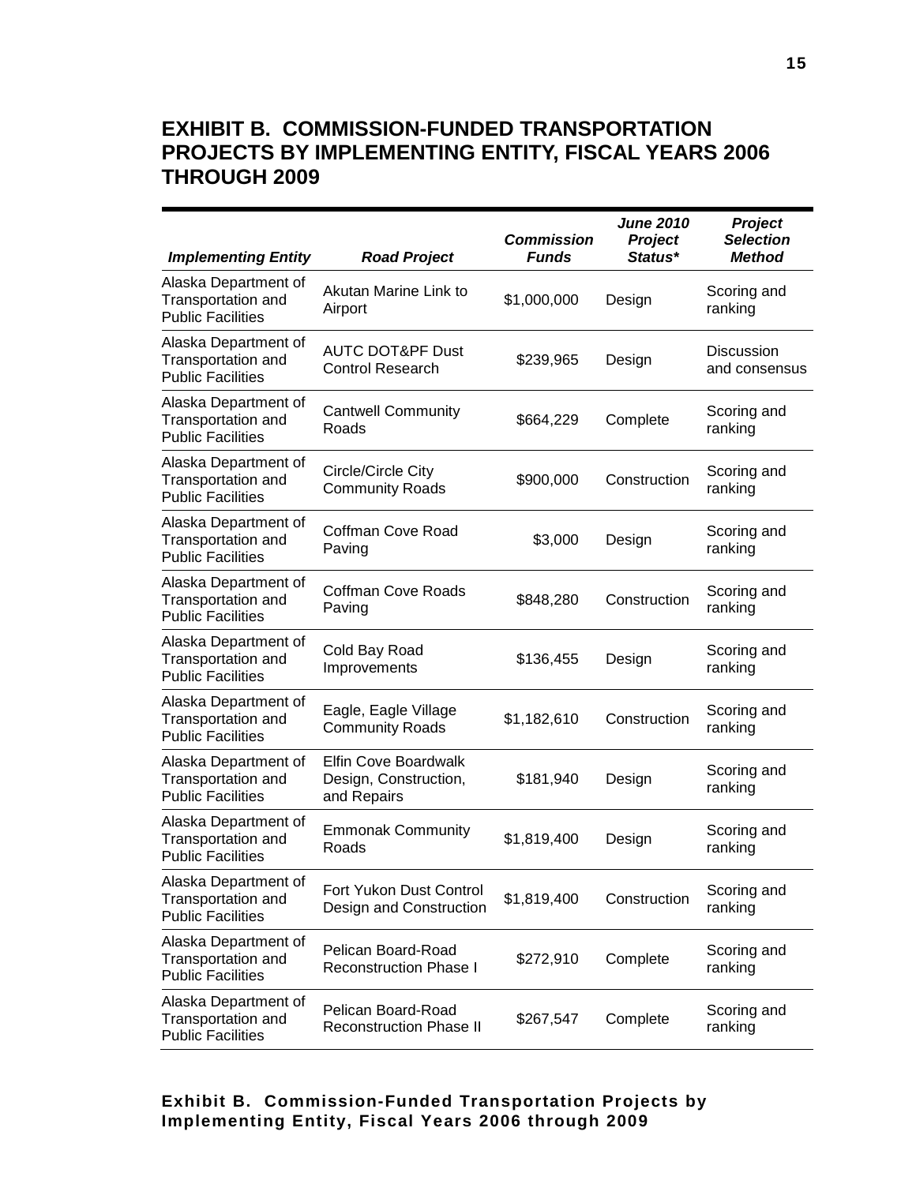# EXHIBIT B. COMMISSION-FUNDED TRANSPORTATION PROJECTS BY IMPLEMENTING ENTITY, FISCAL YEARS 2006 THROUGH 2009

| *Implementing Entity* | *Road Project* | *Commission Funds* | *June 2010 Project Status** | *Project Selection Method* |
|---|---|---|---|---|
| Alaska Department of Transportation and Public Facilities | Akutan Marine Link to Airport | $1,000,000 | Design | Scoring and ranking |
| Alaska Department of Transportation and Public Facilities | AUTC DOT&PF Dust Control Research | $239,965 | Design | Discussion and consensus |
| Alaska Department of Transportation and Public Facilities | Cantwell Community Roads | $664,229 | Complete | Scoring and ranking |
| Alaska Department of Transportation and Public Facilities | Circle/Circle City Community Roads | $900,000 | Construction | Scoring and ranking |
| Alaska Department of Transportation and Public Facilities | Coffman Cove Road Paving | $3,000 | Design | Scoring and ranking |
| Alaska Department of Transportation and Public Facilities | Coffman Cove Roads Paving | $848,280 | Construction | Scoring and ranking |
| Alaska Department of Transportation and Public Facilities | Cold Bay Road Improvements | $136,455 | Design | Scoring and ranking |
| Alaska Department of Transportation and Public Facilities | Eagle, Eagle Village Community Roads | $1,182,610 | Construction | Scoring and ranking |
| Alaska Department of Transportation and Public Facilities | Elfin Cove Boardwalk Design, Construction, and Repairs | $181,940 | Design | Scoring and ranking |
| Alaska Department of Transportation and Public Facilities | Emmonak Community Roads | $1,819,400 | Design | Scoring and ranking |
| Alaska Department of Transportation and Public Facilities | Fort Yukon Dust Control Design and Construction | $1,819,400 | Construction | Scoring and ranking |
| Alaska Department of Transportation and Public Facilities | Pelican Board-Road Reconstruction Phase I | $272,910 | Complete | Scoring and ranking |
| Alaska Department of Transportation and Public Facilities | Pelican Board-Road Reconstruction Phase II | $267,547 | Complete | Scoring and ranking |

**Exhibit B. Commission-Funded Transportation Projects by Implementing Entity, Fiscal Years 2006 through 2009**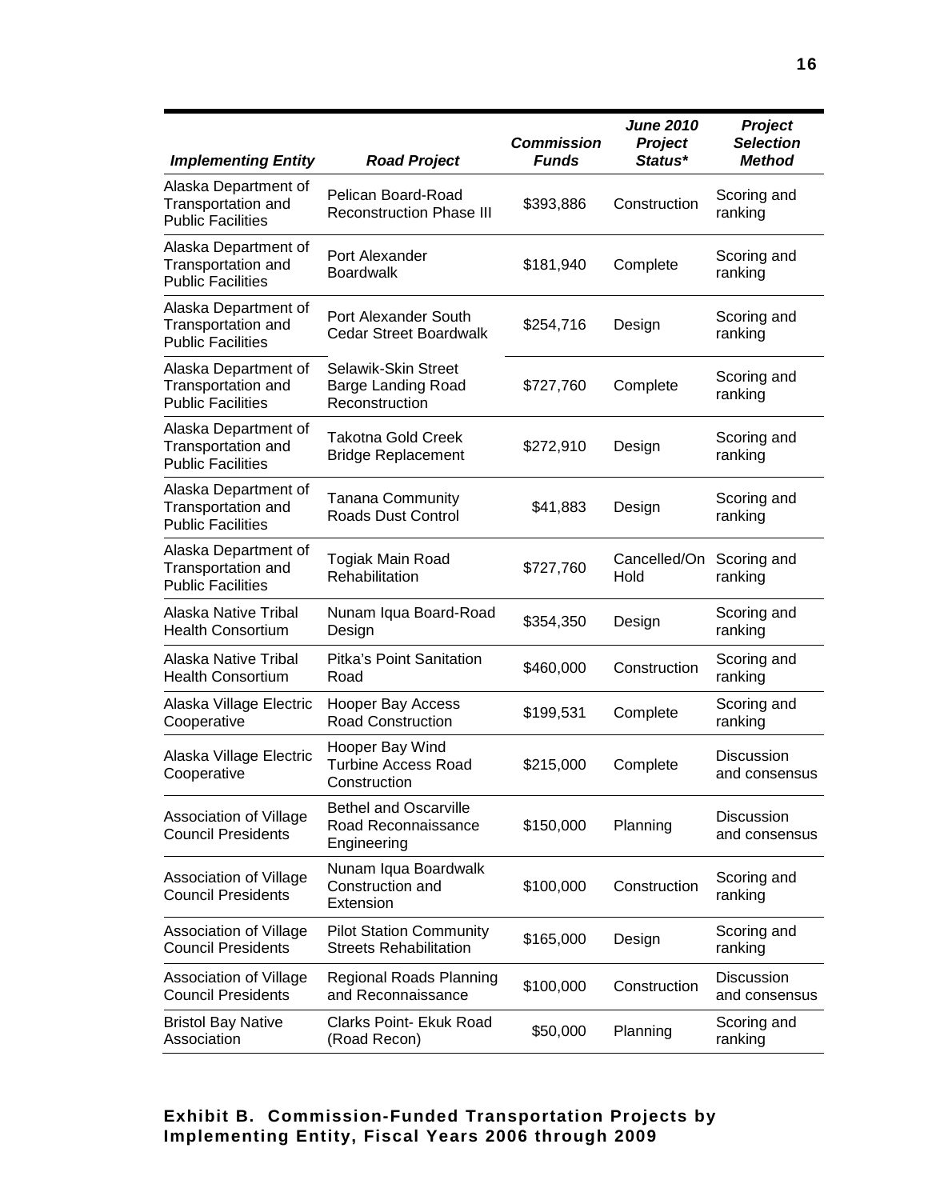| *Implementing Entity* | *Road Project* | *Commission Funds* | *June 2010 Project Status** | *Project Selection Method* |
|---|---|---|---|---|
| Alaska Department of Transportation and Public Facilities | Pelican Board-Road Reconstruction Phase III | $393,886 | Construction | Scoring and ranking |
| Alaska Department of Transportation and Public Facilities | Port Alexander Boardwalk | $181,940 | Complete | Scoring and ranking |
| Alaska Department of Transportation and Public Facilities | Port Alexander South Cedar Street Boardwalk | $254,716 | Design | Scoring and ranking |
| Alaska Department of Transportation and Public Facilities | Selawik-Skin Street Barge Landing Road Reconstruction | $727,760 | Complete | Scoring and ranking |
| Alaska Department of Transportation and Public Facilities | Takotna Gold Creek Bridge Replacement | $272,910 | Design | Scoring and ranking |
| Alaska Department of Transportation and Public Facilities | Tanana Community Roads Dust Control | $41,883 | Design | Scoring and ranking |
| Alaska Department of Transportation and Public Facilities | Togiak Main Road Rehabilitation | $727,760 | Cancelled/On Hold | Scoring and ranking |
| Alaska Native Tribal Health Consortium | Nunam Iqua Board-Road Design | $354,350 | Design | Scoring and ranking |
| Alaska Native Tribal Health Consortium | Pitka's Point Sanitation Road | $460,000 | Construction | Scoring and ranking |
| Alaska Village Electric Cooperative | Hooper Bay Access Road Construction | $199,531 | Complete | Scoring and ranking |
| Alaska Village Electric Cooperative | Hooper Bay Wind Turbine Access Road Construction | $215,000 | Complete | Discussion and consensus |
| Association of Village Council Presidents | Bethel and Oscarville Road Reconnaissance Engineering | $150,000 | Planning | Discussion and consensus |
| Association of Village Council Presidents | Nunam Iqua Boardwalk Construction and Extension | $100,000 | Construction | Scoring and ranking |
| Association of Village Council Presidents | Pilot Station Community Streets Rehabilitation | $165,000 | Design | Scoring and ranking |
| Association of Village Council Presidents | Regional Roads Planning and Reconnaissance | $100,000 | Construction | Discussion and consensus |
| Bristol Bay Native Association | Clarks Point- Ekuk Road (Road Recon) | $50,000 | Planning | Scoring and ranking |

**Exhibit B. Commission-Funded Transportation Projects by Implementing Entity, Fiscal Years 2006 through 2009**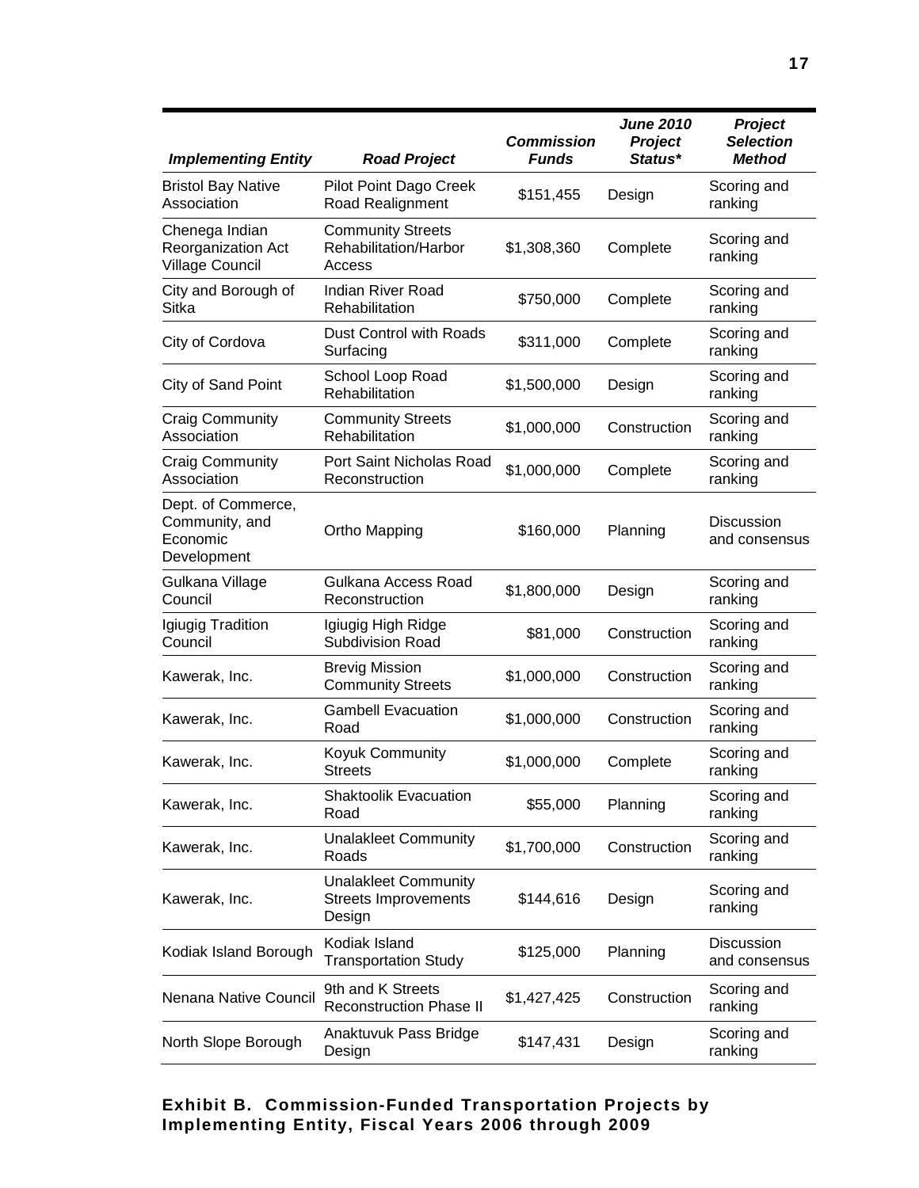| *Implementing Entity* | *Road Project* | *Commission Funds* | *June 2010 Project Status** | *Project Selection Method* |
|---|---|---|---|---|
| Bristol Bay Native Association | Pilot Point Dago Creek Road Realignment | $151,455 | Design | Scoring and ranking |
| Chenega Indian Reorganization Act Village Council | Community Streets Rehabilitation/Harbor Access | $1,308,360 | Complete | Scoring and ranking |
| City and Borough of Sitka | Indian River Road Rehabilitation | $750,000 | Complete | Scoring and ranking |
| City of Cordova | Dust Control with Roads Surfacing | $311,000 | Complete | Scoring and ranking |
| City of Sand Point | School Loop Road Rehabilitation | $1,500,000 | Design | Scoring and ranking |
| Craig Community Association | Community Streets Rehabilitation | $1,000,000 | Construction | Scoring and ranking |
| Craig Community Association | Port Saint Nicholas Road Reconstruction | $1,000,000 | Complete | Scoring and ranking |
| Dept. of Commerce, Community, and Economic Development | Ortho Mapping | $160,000 | Planning | Discussion and consensus |
| Gulkana Village Council | Gulkana Access Road Reconstruction | $1,800,000 | Design | Scoring and ranking |
| Igiugig Tradition Council | Igiugig High Ridge Subdivision Road | $81,000 | Construction | Scoring and ranking |
| Kawerak, Inc. | Brevig Mission Community Streets | $1,000,000 | Construction | Scoring and ranking |
| Kawerak, Inc. | Gambell Evacuation Road | $1,000,000 | Construction | Scoring and ranking |
| Kawerak, Inc. | Koyuk Community Streets | $1,000,000 | Complete | Scoring and ranking |
| Kawerak, Inc. | Shaktoolik Evacuation Road | $55,000 | Planning | Scoring and ranking |
| Kawerak, Inc. | Unalakleet Community Roads | $1,700,000 | Construction | Scoring and ranking |
| Kawerak, Inc. | Unalakleet Community Streets Improvements Design | $144,616 | Design | Scoring and ranking |
| Kodiak Island Borough | Kodiak Island Transportation Study | $125,000 | Planning | Discussion and consensus |
| Nenana Native Council | 9th and K Streets Reconstruction Phase II | $1,427,425 | Construction | Scoring and ranking |
| North Slope Borough | Anaktuvuk Pass Bridge Design | $147,431 | Design | Scoring and ranking |

**Exhibit B. Commission-Funded Transportation Projects by Implementing Entity, Fiscal Years 2006 through 2009**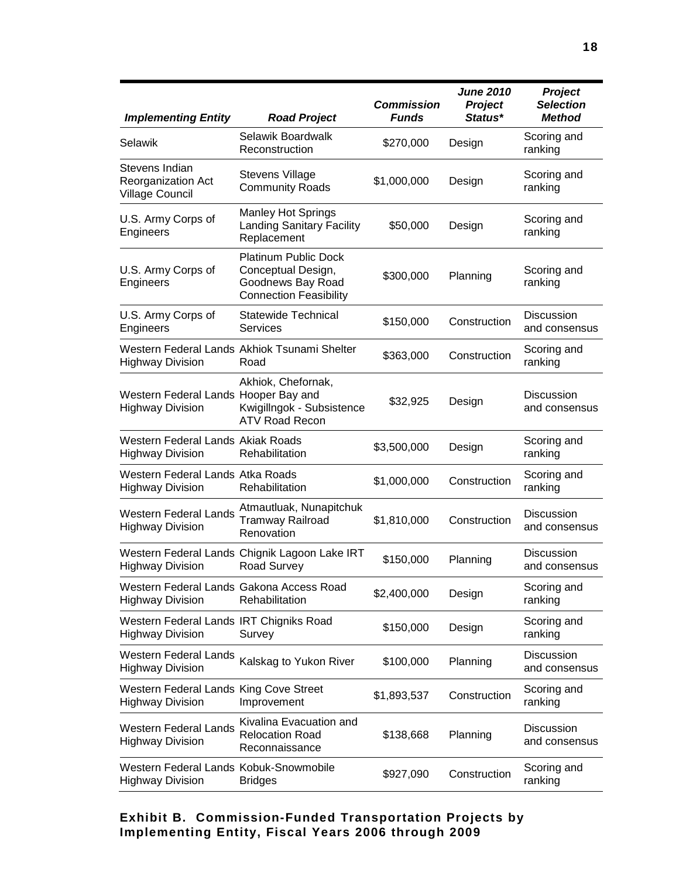| *Implementing Entity* | *Road Project* | *Commission Funds* | *June 2010 Project Status** | *Project Selection Method* |
|---|---|---|---|---|
| Selawik | Selawik Boardwalk Reconstruction | $270,000 | Design | Scoring and ranking |
| Stevens Indian Reorganization Act Village Council | Stevens Village Community Roads | $1,000,000 | Design | Scoring and ranking |
| U.S. Army Corps of Engineers | Manley Hot Springs Landing Sanitary Facility Replacement | $50,000 | Design | Scoring and ranking |
| U.S. Army Corps of Engineers | Platinum Public Dock Conceptual Design, Goodnews Bay Road Connection Feasibility | $300,000 | Planning | Scoring and ranking |
| U.S. Army Corps of Engineers | Statewide Technical Services | $150,000 | Construction | Discussion and consensus |
| Western Federal Lands Highway Division | Akhiok Tsunami Shelter Road | $363,000 | Construction | Scoring and ranking |
| Western Federal Lands Highway Division | Akhiok, Chefornak, Hooper Bay and Kwigillngok - Subsistence ATV Road Recon | $32,925 | Design | Discussion and consensus |
| Western Federal Lands Highway Division | Akiak Roads Rehabilitation | $3,500,000 | Design | Scoring and ranking |
| Western Federal Lands Highway Division | Atka Roads Rehabilitation | $1,000,000 | Construction | Scoring and ranking |
| Western Federal Lands Highway Division | Atmautluak, Nunapitchuk Tramway Railroad Renovation | $1,810,000 | Construction | Discussion and consensus |
| Western Federal Lands Highway Division | Chignik Lagoon Lake IRT Road Survey | $150,000 | Planning | Discussion and consensus |
| Western Federal Lands Highway Division | Gakona Access Road Rehabilitation | $2,400,000 | Design | Scoring and ranking |
| Western Federal Lands Highway Division | IRT Chigniks Road Survey | $150,000 | Design | Scoring and ranking |
| Western Federal Lands Highway Division | Kalskag to Yukon River | $100,000 | Planning | Discussion and consensus |
| Western Federal Lands Highway Division | King Cove Street Improvement | $1,893,537 | Construction | Scoring and ranking |
| Western Federal Lands Highway Division | Kivalina Evacuation and Relocation Road Reconnaissance | $138,668 | Planning | Discussion and consensus |
| Western Federal Lands Highway Division | Kobuk-Snowmobile Bridges | $927,090 | Construction | Scoring and ranking |

**Exhibit B. Commission-Funded Transportation Projects by Implementing Entity, Fiscal Years 2006 through 2009**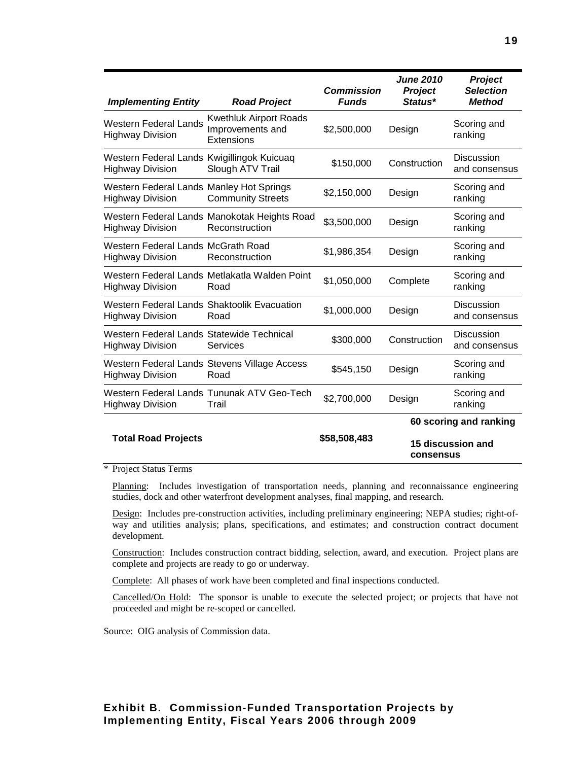| *Implementing Entity* | *Road Project* | *Commission Funds* | *June 2010 Project Status** | *Project Selection Method* |
|---|---|---|---|---|
| Western Federal Lands Highway Division | Kwethluk Airport Roads Improvements and Extensions | $2,500,000 | Design | Scoring and ranking |
| Western Federal Lands Highway Division | Kwigillingok Kuicuaq Slough ATV Trail | $150,000 | Construction | Discussion and consensus |
| Western Federal Lands Highway Division | Manley Hot Springs Community Streets | $2,150,000 | Design | Scoring and ranking |
| Western Federal Lands Highway Division | Manokotak Heights Road Reconstruction | $3,500,000 | Design | Scoring and ranking |
| Western Federal Lands Highway Division | McGrath Road Reconstruction | $1,986,354 | Design | Scoring and ranking |
| Western Federal Lands Highway Division | Metlakatla Walden Point Road | $1,050,000 | Complete | Scoring and ranking |
| Western Federal Lands Highway Division | Shaktoolik Evacuation Road | $1,000,000 | Design | Discussion and consensus |
| Western Federal Lands Highway Division | Statewide Technical Services | $300,000 | Construction | Discussion and consensus |
| Western Federal Lands Highway Division | Stevens Village Access Road | $545,150 | Design | Scoring and ranking |
| Western Federal Lands Highway Division | Tununak ATV Geo-Tech Trail | $2,700,000 | Design | Scoring and ranking |
| **Total Road Projects** | | **$58,508,483** | **60 scoring and ranking** **15 discussion and consensus** | |

\* Project Status Terms

Planning: Includes investigation of transportation needs, planning and reconnaissance engineering studies, dock and other waterfront development analyses, final mapping, and research.

Design: Includes pre-construction activities, including preliminary engineering; NEPA studies; right-of-way and utilities analysis; plans, specifications, and estimates; and construction contract document development.

Construction: Includes construction contract bidding, selection, award, and execution. Project plans are complete and projects are ready to go or underway.

Complete: All phases of work have been completed and final inspections conducted.

Cancelled/On Hold: The sponsor is unable to execute the selected project; or projects that have not proceeded and might be re-scoped or cancelled.

Source: OIG analysis of Commission data.

**Exhibit B. Commission-Funded Transportation Projects by Implementing Entity, Fiscal Years 2006 through 2009**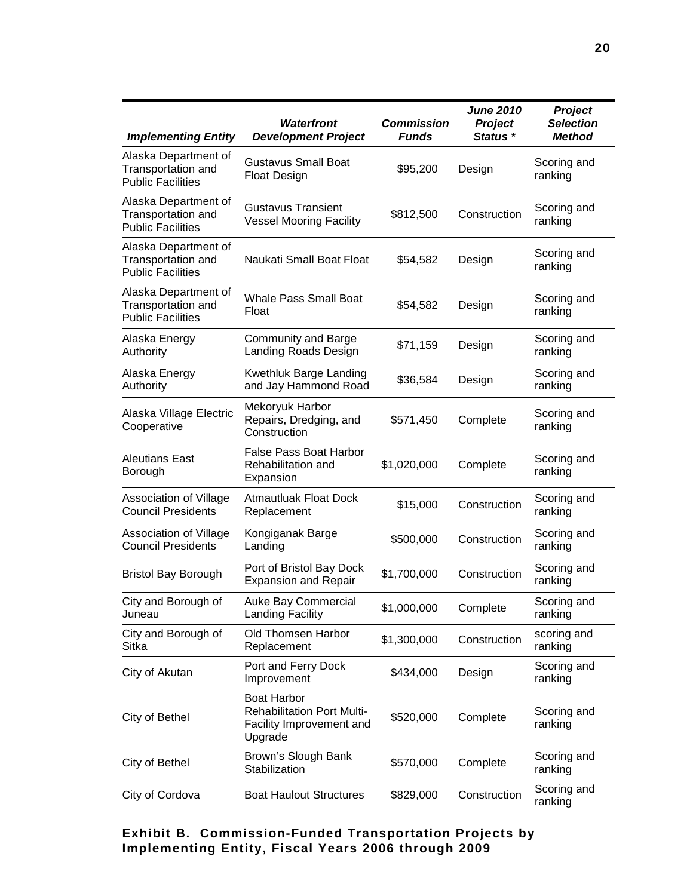| *Implementing Entity* | *Waterfront Development Project* | *Commission Funds* | *June 2010 Project Status \** | *Project Selection Method* |
|---|---|---|---|---|
| Alaska Department of Transportation and Public Facilities | Gustavus Small Boat Float Design | $95,200 | Design | Scoring and ranking |
| Alaska Department of Transportation and Public Facilities | Gustavus Transient Vessel Mooring Facility | $812,500 | Construction | Scoring and ranking |
| Alaska Department of Transportation and Public Facilities | Naukati Small Boat Float | $54,582 | Design | Scoring and ranking |
| Alaska Department of Transportation and Public Facilities | Whale Pass Small Boat Float | $54,582 | Design | Scoring and ranking |
| Alaska Energy Authority | Community and Barge Landing Roads Design | $71,159 | Design | Scoring and ranking |
| Alaska Energy Authority | Kwethluk Barge Landing and Jay Hammond Road | $36,584 | Design | Scoring and ranking |
| Alaska Village Electric Cooperative | Mekoryuk Harbor Repairs, Dredging, and Construction | $571,450 | Complete | Scoring and ranking |
| Aleutians East Borough | False Pass Boat Harbor Rehabilitation and Expansion | $1,020,000 | Complete | Scoring and ranking |
| Association of Village Council Presidents | Atmautluak Float Dock Replacement | $15,000 | Construction | Scoring and ranking |
| Association of Village Council Presidents | Kongiganak Barge Landing | $500,000 | Construction | Scoring and ranking |
| Bristol Bay Borough | Port of Bristol Bay Dock Expansion and Repair | $1,700,000 | Construction | Scoring and ranking |
| City and Borough of Juneau | Auke Bay Commercial Landing Facility | $1,000,000 | Complete | Scoring and ranking |
| City and Borough of Sitka | Old Thomsen Harbor Replacement | $1,300,000 | Construction | scoring and ranking |
| City of Akutan | Port and Ferry Dock Improvement | $434,000 | Design | Scoring and ranking |
| City of Bethel | Boat Harbor Rehabilitation Port Multi-Facility Improvement and Upgrade | $520,000 | Complete | Scoring and ranking |
| City of Bethel | Brown's Slough Bank Stabilization | $570,000 | Complete | Scoring and ranking |
| City of Cordova | Boat Haulout Structures | $829,000 | Construction | Scoring and ranking |

**Exhibit B. Commission-Funded Transportation Projects by Implementing Entity, Fiscal Years 2006 through 2009**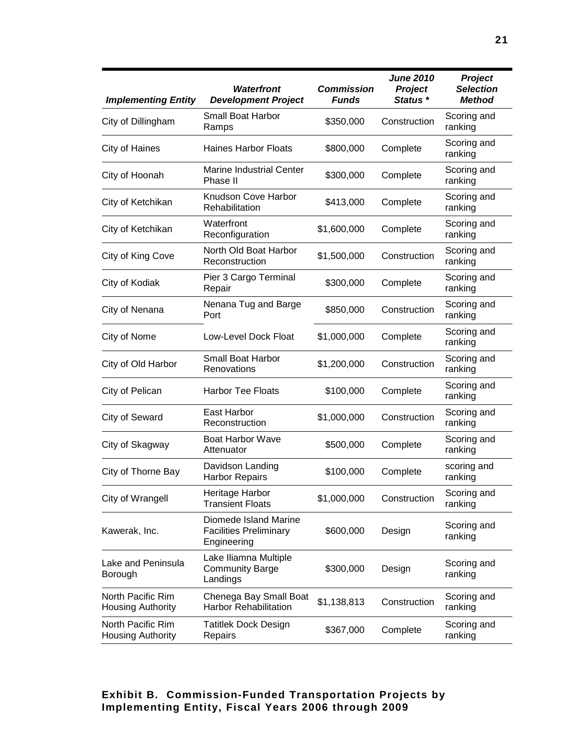| *Implementing Entity* | *Waterfront Development Project* | *Commission Funds* | *June 2010 Project Status \** | *Project Selection Method* |
|---|---|---|---|---|
| City of Dillingham | Small Boat Harbor Ramps | $350,000 | Construction | Scoring and ranking |
| City of Haines | Haines Harbor Floats | $800,000 | Complete | Scoring and ranking |
| City of Hoonah | Marine Industrial Center Phase II | $300,000 | Complete | Scoring and ranking |
| City of Ketchikan | Knudson Cove Harbor Rehabilitation | $413,000 | Complete | Scoring and ranking |
| City of Ketchikan | Waterfront Reconfiguration | $1,600,000 | Complete | Scoring and ranking |
| City of King Cove | North Old Boat Harbor Reconstruction | $1,500,000 | Construction | Scoring and ranking |
| City of Kodiak | Pier 3 Cargo Terminal Repair | $300,000 | Complete | Scoring and ranking |
| City of Nenana | Nenana Tug and Barge Port | $850,000 | Construction | Scoring and ranking |
| City of Nome | Low-Level Dock Float | $1,000,000 | Complete | Scoring and ranking |
| City of Old Harbor | Small Boat Harbor Renovations | $1,200,000 | Construction | Scoring and ranking |
| City of Pelican | Harbor Tee Floats | $100,000 | Complete | Scoring and ranking |
| City of Seward | East Harbor Reconstruction | $1,000,000 | Construction | Scoring and ranking |
| City of Skagway | Boat Harbor Wave Attenuator | $500,000 | Complete | Scoring and ranking |
| City of Thorne Bay | Davidson Landing Harbor Repairs | $100,000 | Complete | scoring and ranking |
| City of Wrangell | Heritage Harbor Transient Floats | $1,000,000 | Construction | Scoring and ranking |
| Kawerak, Inc. | Diomede Island Marine Facilities Preliminary Engineering | $600,000 | Design | Scoring and ranking |
| Lake and Peninsula Borough | Lake Iliamna Multiple Community Barge Landings | $300,000 | Design | Scoring and ranking |
| North Pacific Rim Housing Authority | Chenega Bay Small Boat Harbor Rehabilitation | $1,138,813 | Construction | Scoring and ranking |
| North Pacific Rim Housing Authority | Tatitlek Dock Design Repairs | $367,000 | Complete | Scoring and ranking |

**Exhibit B. Commission-Funded Transportation Projects by Implementing Entity, Fiscal Years 2006 through 2009**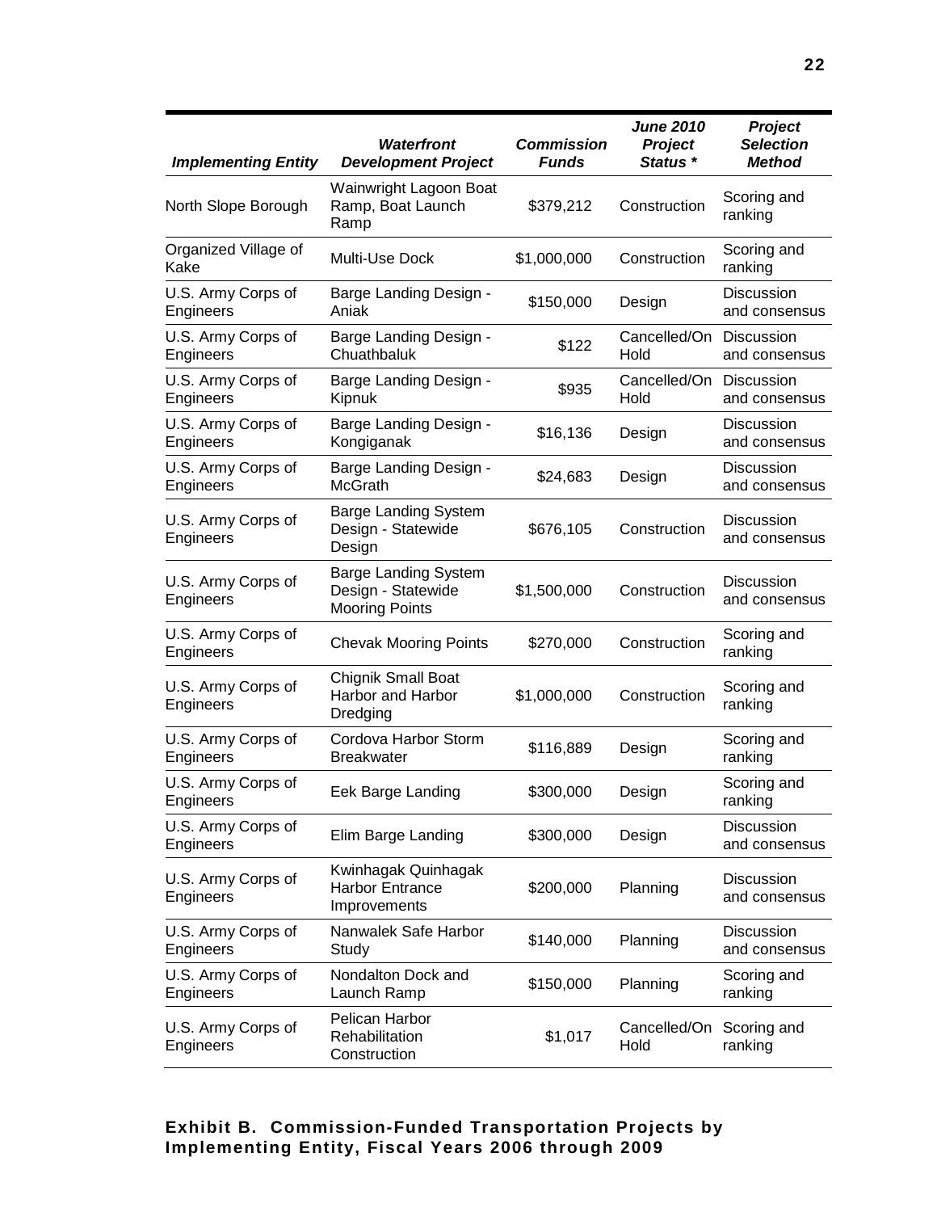| *Implementing Entity* | *Waterfront Development Project* | *Commission Funds* | *June 2010 Project Status \** | *Project Selection Method* |
|---|---|---|---|---|
| North Slope Borough | Wainwright Lagoon Boat Ramp, Boat Launch Ramp | $379,212 | Construction | Scoring and ranking |
| Organized Village of Kake | Multi-Use Dock | $1,000,000 | Construction | Scoring and ranking |
| U.S. Army Corps of Engineers | Barge Landing Design - Aniak | $150,000 | Design | Discussion and consensus |
| U.S. Army Corps of Engineers | Barge Landing Design - Chuathbaluk | $122 | Cancelled/On Hold | Discussion and consensus |
| U.S. Army Corps of Engineers | Barge Landing Design - Kipnuk | $935 | Cancelled/On Hold | Discussion and consensus |
| U.S. Army Corps of Engineers | Barge Landing Design - Kongiganak | $16,136 | Design | Discussion and consensus |
| U.S. Army Corps of Engineers | Barge Landing Design - McGrath | $24,683 | Design | Discussion and consensus |
| U.S. Army Corps of Engineers | Barge Landing System Design - Statewide Design | $676,105 | Construction | Discussion and consensus |
| U.S. Army Corps of Engineers | Barge Landing System Design - Statewide Mooring Points | $1,500,000 | Construction | Discussion and consensus |
| U.S. Army Corps of Engineers | Chevak Mooring Points | $270,000 | Construction | Scoring and ranking |
| U.S. Army Corps of Engineers | Chignik Small Boat Harbor and Harbor Dredging | $1,000,000 | Construction | Scoring and ranking |
| U.S. Army Corps of Engineers | Cordova Harbor Storm Breakwater | $116,889 | Design | Scoring and ranking |
| U.S. Army Corps of Engineers | Eek Barge Landing | $300,000 | Design | Scoring and ranking |
| U.S. Army Corps of Engineers | Elim Barge Landing | $300,000 | Design | Discussion and consensus |
| U.S. Army Corps of Engineers | Kwinhagak Quinhagak Harbor Entrance Improvements | $200,000 | Planning | Discussion and consensus |
| U.S. Army Corps of Engineers | Nanwalek Safe Harbor Study | $140,000 | Planning | Discussion and consensus |
| U.S. Army Corps of Engineers | Nondalton Dock and Launch Ramp | $150,000 | Planning | Scoring and ranking |
| U.S. Army Corps of Engineers | Pelican Harbor Rehabilitation Construction | $1,017 | Cancelled/On Hold | Scoring and ranking |

**Exhibit B. Commission-Funded Transportation Projects by Implementing Entity, Fiscal Years 2006 through 2009**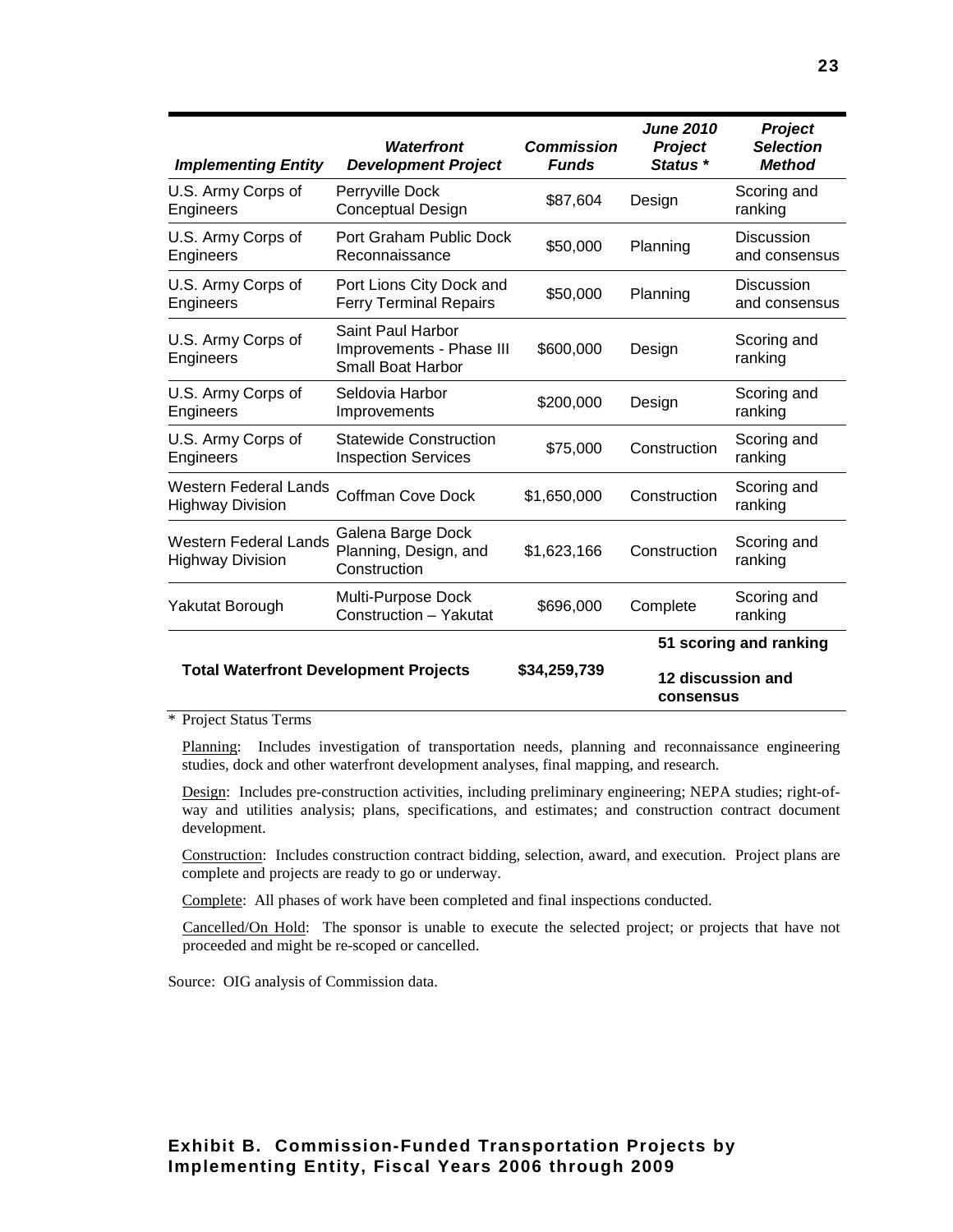| *Implementing Entity* | *Waterfront Development Project* | *Commission Funds* | *June 2010 Project Status \** | *Project Selection Method* |
|---|---|---|---|---|
| U.S. Army Corps of Engineers | Perryville Dock Conceptual Design | $87,604 | Design | Scoring and ranking |
| U.S. Army Corps of Engineers | Port Graham Public Dock Reconnaissance | $50,000 | Planning | Discussion and consensus |
| U.S. Army Corps of Engineers | Port Lions City Dock and Ferry Terminal Repairs | $50,000 | Planning | Discussion and consensus |
| U.S. Army Corps of Engineers | Saint Paul Harbor Improvements - Phase III Small Boat Harbor | $600,000 | Design | Scoring and ranking |
| U.S. Army Corps of Engineers | Seldovia Harbor Improvements | $200,000 | Design | Scoring and ranking |
| U.S. Army Corps of Engineers | Statewide Construction Inspection Services | $75,000 | Construction | Scoring and ranking |
| Western Federal Lands Highway Division | Coffman Cove Dock | $1,650,000 | Construction | Scoring and ranking |
| Western Federal Lands Highway Division | Galena Barge Dock Planning, Design, and Construction | $1,623,166 | Construction | Scoring and ranking |
| Yakutat Borough | Multi-Purpose Dock Construction – Yakutat | $696,000 | Complete | Scoring and ranking |
| **Total Waterfront Development Projects** | | **$34,259,739** | **51 scoring and ranking** **12 discussion and consensus** | |

\* Project Status Terms

Planning: Includes investigation of transportation needs, planning and reconnaissance engineering studies, dock and other waterfront development analyses, final mapping, and research.

Design: Includes pre-construction activities, including preliminary engineering; NEPA studies; right-of-way and utilities analysis; plans, specifications, and estimates; and construction contract document development.

Construction: Includes construction contract bidding, selection, award, and execution. Project plans are complete and projects are ready to go or underway.

Complete: All phases of work have been completed and final inspections conducted.

Cancelled/On Hold: The sponsor is unable to execute the selected project; or projects that have not proceeded and might be re-scoped or cancelled.

Source: OIG analysis of Commission data.

**Exhibit B. Commission-Funded Transportation Projects by Implementing Entity, Fiscal Years 2006 through 2009**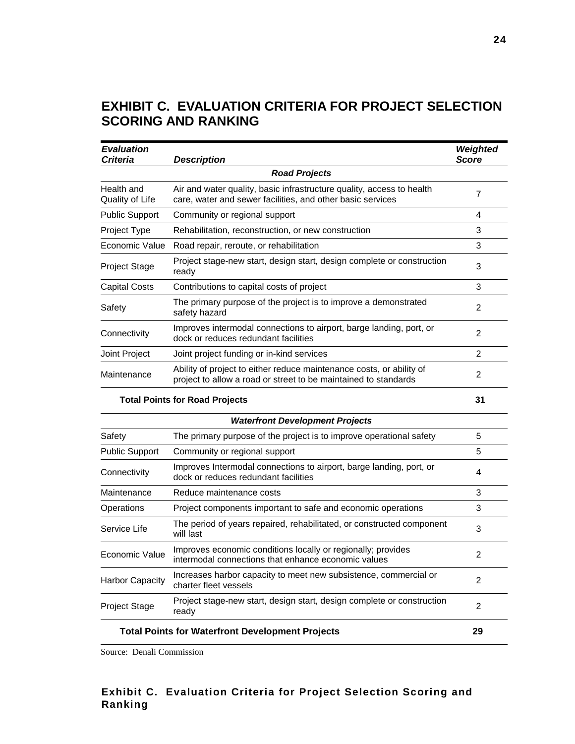# EXHIBIT C. EVALUATION CRITERIA FOR PROJECT SELECTION SCORING AND RANKING

| *Evaluation Criteria* | *Description* | *Weighted Score* |
|---|---|---|
| | ***Road Projects*** | |
| Health and Quality of Life | Air and water quality, basic infrastructure quality, access to health care, water and sewer facilities, and other basic services | 7 |
| Public Support | Community or regional support | 4 |
| Project Type | Rehabilitation, reconstruction, or new construction | 3 |
| Economic Value | Road repair, reroute, or rehabilitation | 3 |
| Project Stage | Project stage-new start, design start, design complete or construction ready | 3 |
| Capital Costs | Contributions to capital costs of project | 3 |
| Safety | The primary purpose of the project is to improve a demonstrated safety hazard | 2 |
| Connectivity | Improves intermodal connections to airport, barge landing, port, or dock or reduces redundant facilities | 2 |
| Joint Project | Joint project funding or in-kind services | 2 |
| Maintenance | Ability of project to either reduce maintenance costs, or ability of project to allow a road or street to be maintained to standards | 2 |
| **Total Points for Road Projects** | | **31** |
| | ***Waterfront Development Projects*** | |
| Safety | The primary purpose of the project is to improve operational safety | 5 |
| Public Support | Community or regional support | 5 |
| Connectivity | Improves Intermodal connections to airport, barge landing, port, or dock or reduces redundant facilities | 4 |
| Maintenance | Reduce maintenance costs | 3 |
| Operations | Project components important to safe and economic operations | 3 |
| Service Life | The period of years repaired, rehabilitated, or constructed component will last | 3 |
| Economic Value | Improves economic conditions locally or regionally; provides intermodal connections that enhance economic values | 2 |
| Harbor Capacity | Increases harbor capacity to meet new subsistence, commercial or charter fleet vessels | 2 |
| Project Stage | Project stage-new start, design start, design complete or construction ready | 2 |
| **Total Points for Waterfront Development Projects** | | **29** |

Source: Denali Commission

**Exhibit C. Evaluation Criteria for Project Selection Scoring and Ranking**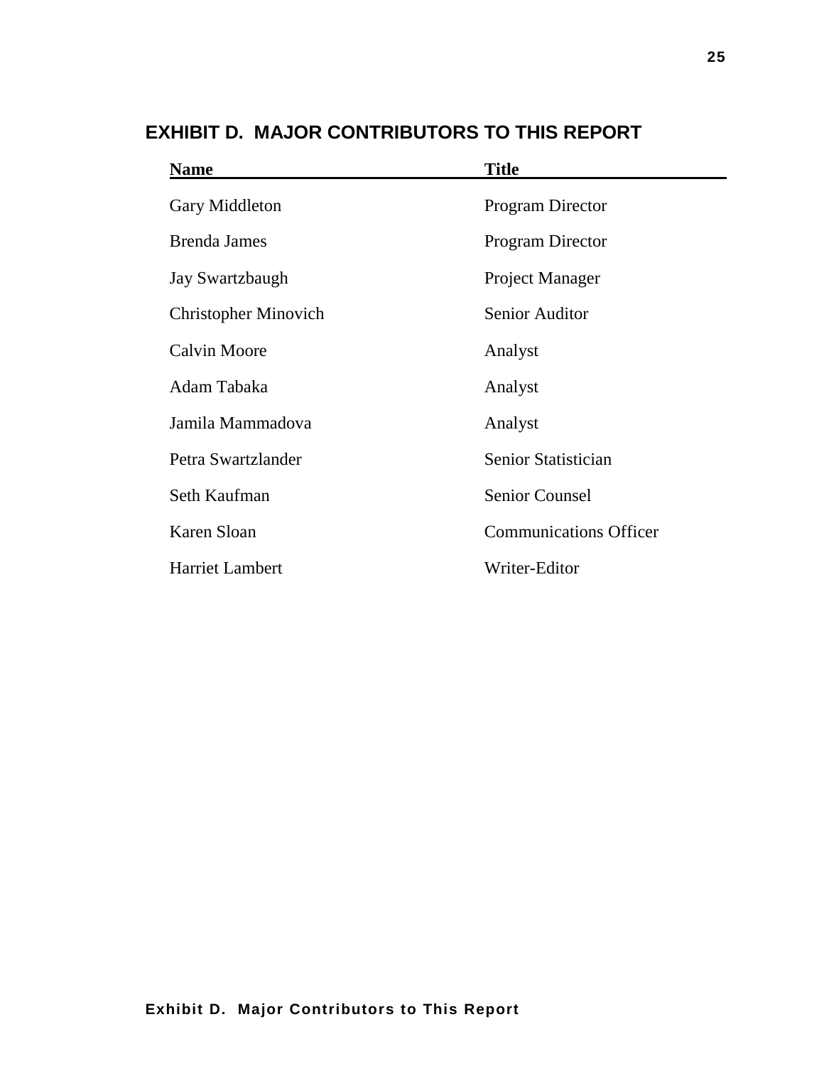## EXHIBIT D. MAJOR CONTRIBUTORS TO THIS REPORT

| Name | Title |
|---|---|
| Gary Middleton | Program Director |
| Brenda James | Program Director |
| Jay Swartzbaugh | Project Manager |
| Christopher Minovich | Senior Auditor |
| Calvin Moore | Analyst |
| Adam Tabaka | Analyst |
| Jamila Mammadova | Analyst |
| Petra Swartzlander | Senior Statistician |
| Seth Kaufman | Senior Counsel |
| Karen Sloan | Communications Officer |
| Harriet Lambert | Writer-Editor |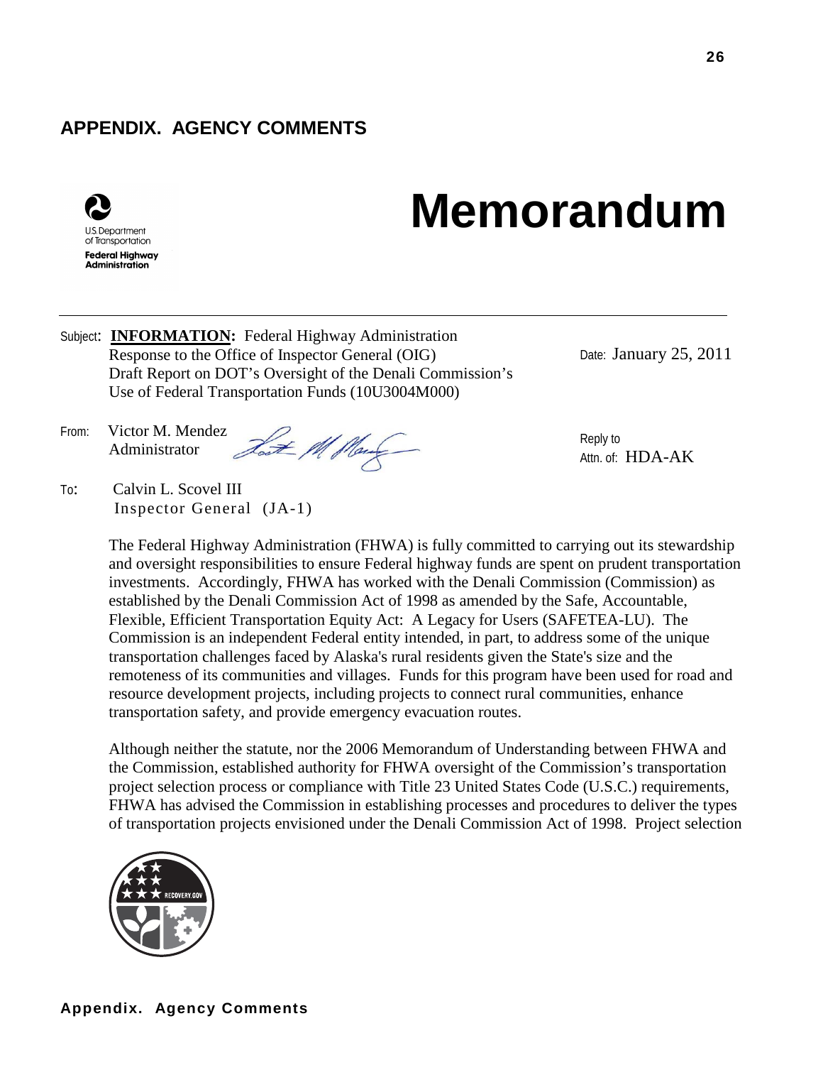## APPENDIX. AGENCY COMMENTS

U.S. Department of Transportation
**Federal Highway Administration**

# Memorandum

Subject: **INFORMATION:** Federal Highway Administration Response to the Office of Inspector General (OIG) Draft Report on DOT's Oversight of the Denali Commission's Use of Federal Transportation Funds (10U3004M000)

Date: January 25, 2011

From: Victor M. Mendez
Administrator

Reply to
Attn. of: HDA-AK

To: Calvin L. Scovel III
Inspector General (JA-1)

The Federal Highway Administration (FHWA) is fully committed to carrying out its stewardship and oversight responsibilities to ensure Federal highway funds are spent on prudent transportation investments. Accordingly, FHWA has worked with the Denali Commission (Commission) as established by the Denali Commission Act of 1998 as amended by the Safe, Accountable, Flexible, Efficient Transportation Equity Act: A Legacy for Users (SAFETEA-LU). The Commission is an independent Federal entity intended, in part, to address some of the unique transportation challenges faced by Alaska's rural residents given the State's size and the remoteness of its communities and villages. Funds for this program have been used for road and resource development projects, including projects to connect rural communities, enhance transportation safety, and provide emergency evacuation routes.

Although neither the statute, nor the 2006 Memorandum of Understanding between FHWA and the Commission, established authority for FHWA oversight of the Commission's transportation project selection process or compliance with Title 23 United States Code (U.S.C.) requirements, FHWA has advised the Commission in establishing processes and procedures to deliver the types of transportation projects envisioned under the Denali Commission Act of 1998. Project selection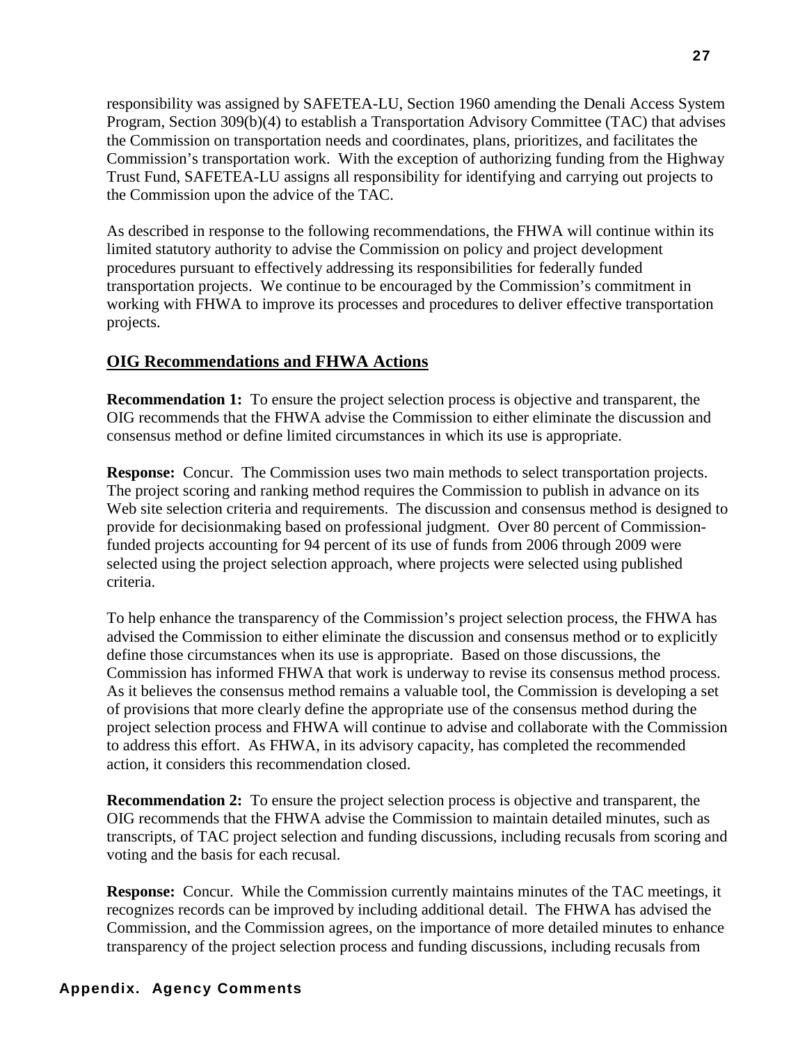responsibility was assigned by SAFETEA-LU, Section 1960 amending the Denali Access System Program, Section 309(b)(4) to establish a Transportation Advisory Committee (TAC) that advises the Commission on transportation needs and coordinates, plans, prioritizes, and facilitates the Commission's transportation work. With the exception of authorizing funding from the Highway Trust Fund, SAFETEA-LU assigns all responsibility for identifying and carrying out projects to the Commission upon the advice of the TAC.

As described in response to the following recommendations, the FHWA will continue within its limited statutory authority to advise the Commission on policy and project development procedures pursuant to effectively addressing its responsibilities for federally funded transportation projects. We continue to be encouraged by the Commission's commitment in working with FHWA to improve its processes and procedures to deliver effective transportation projects.

## OIG Recommendations and FHWA Actions

**Recommendation 1:** To ensure the project selection process is objective and transparent, the OIG recommends that the FHWA advise the Commission to either eliminate the discussion and consensus method or define limited circumstances in which its use is appropriate.

**Response:** Concur. The Commission uses two main methods to select transportation projects. The project scoring and ranking method requires the Commission to publish in advance on its Web site selection criteria and requirements. The discussion and consensus method is designed to provide for decisionmaking based on professional judgment. Over 80 percent of Commission-funded projects accounting for 94 percent of its use of funds from 2006 through 2009 were selected using the project selection approach, where projects were selected using published criteria.

To help enhance the transparency of the Commission's project selection process, the FHWA has advised the Commission to either eliminate the discussion and consensus method or to explicitly define those circumstances when its use is appropriate. Based on those discussions, the Commission has informed FHWA that work is underway to revise its consensus method process. As it believes the consensus method remains a valuable tool, the Commission is developing a set of provisions that more clearly define the appropriate use of the consensus method during the project selection process and FHWA will continue to advise and collaborate with the Commission to address this effort. As FHWA, in its advisory capacity, has completed the recommended action, it considers this recommendation closed.

**Recommendation 2:** To ensure the project selection process is objective and transparent, the OIG recommends that the FHWA advise the Commission to maintain detailed minutes, such as transcripts, of TAC project selection and funding discussions, including recusals from scoring and voting and the basis for each recusal.

**Response:** Concur. While the Commission currently maintains minutes of the TAC meetings, it recognizes records can be improved by including additional detail. The FHWA has advised the Commission, and the Commission agrees, on the importance of more detailed minutes to enhance transparency of the project selection process and funding discussions, including recusals from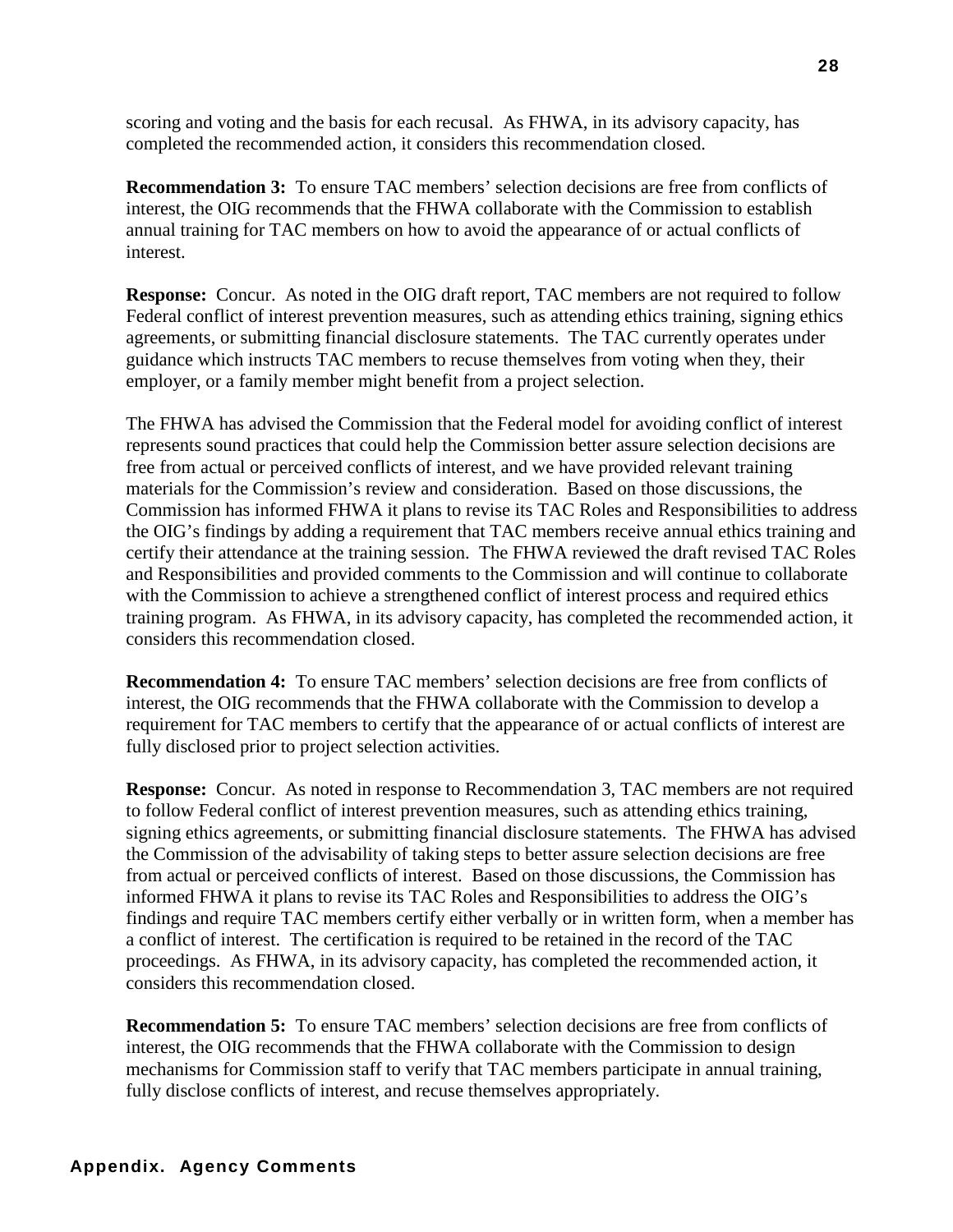scoring and voting and the basis for each recusal. As FHWA, in its advisory capacity, has completed the recommended action, it considers this recommendation closed.

**Recommendation 3:** To ensure TAC members' selection decisions are free from conflicts of interest, the OIG recommends that the FHWA collaborate with the Commission to establish annual training for TAC members on how to avoid the appearance of or actual conflicts of interest.

**Response:** Concur. As noted in the OIG draft report, TAC members are not required to follow Federal conflict of interest prevention measures, such as attending ethics training, signing ethics agreements, or submitting financial disclosure statements. The TAC currently operates under guidance which instructs TAC members to recuse themselves from voting when they, their employer, or a family member might benefit from a project selection.

The FHWA has advised the Commission that the Federal model for avoiding conflict of interest represents sound practices that could help the Commission better assure selection decisions are free from actual or perceived conflicts of interest, and we have provided relevant training materials for the Commission's review and consideration. Based on those discussions, the Commission has informed FHWA it plans to revise its TAC Roles and Responsibilities to address the OIG's findings by adding a requirement that TAC members receive annual ethics training and certify their attendance at the training session. The FHWA reviewed the draft revised TAC Roles and Responsibilities and provided comments to the Commission and will continue to collaborate with the Commission to achieve a strengthened conflict of interest process and required ethics training program. As FHWA, in its advisory capacity, has completed the recommended action, it considers this recommendation closed.

**Recommendation 4:** To ensure TAC members' selection decisions are free from conflicts of interest, the OIG recommends that the FHWA collaborate with the Commission to develop a requirement for TAC members to certify that the appearance of or actual conflicts of interest are fully disclosed prior to project selection activities.

**Response:** Concur. As noted in response to Recommendation 3, TAC members are not required to follow Federal conflict of interest prevention measures, such as attending ethics training, signing ethics agreements, or submitting financial disclosure statements. The FHWA has advised the Commission of the advisability of taking steps to better assure selection decisions are free from actual or perceived conflicts of interest. Based on those discussions, the Commission has informed FHWA it plans to revise its TAC Roles and Responsibilities to address the OIG's findings and require TAC members certify either verbally or in written form, when a member has a conflict of interest. The certification is required to be retained in the record of the TAC proceedings. As FHWA, in its advisory capacity, has completed the recommended action, it considers this recommendation closed.

**Recommendation 5:** To ensure TAC members' selection decisions are free from conflicts of interest, the OIG recommends that the FHWA collaborate with the Commission to design mechanisms for Commission staff to verify that TAC members participate in annual training, fully disclose conflicts of interest, and recuse themselves appropriately.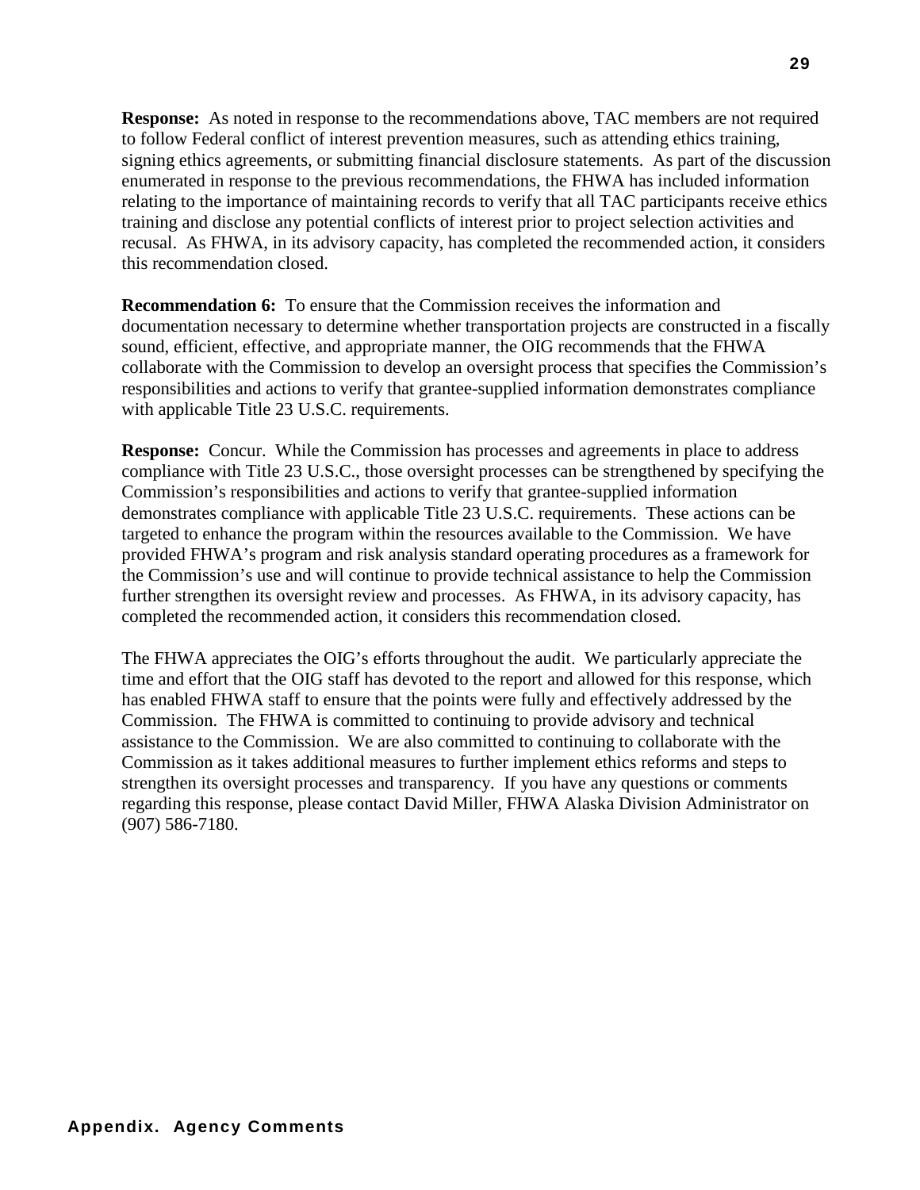**Response:** As noted in response to the recommendations above, TAC members are not required to follow Federal conflict of interest prevention measures, such as attending ethics training, signing ethics agreements, or submitting financial disclosure statements. As part of the discussion enumerated in response to the previous recommendations, the FHWA has included information relating to the importance of maintaining records to verify that all TAC participants receive ethics training and disclose any potential conflicts of interest prior to project selection activities and recusal. As FHWA, in its advisory capacity, has completed the recommended action, it considers this recommendation closed.

**Recommendation 6:** To ensure that the Commission receives the information and documentation necessary to determine whether transportation projects are constructed in a fiscally sound, efficient, effective, and appropriate manner, the OIG recommends that the FHWA collaborate with the Commission to develop an oversight process that specifies the Commission's responsibilities and actions to verify that grantee-supplied information demonstrates compliance with applicable Title 23 U.S.C. requirements.

**Response:** Concur. While the Commission has processes and agreements in place to address compliance with Title 23 U.S.C., those oversight processes can be strengthened by specifying the Commission's responsibilities and actions to verify that grantee-supplied information demonstrates compliance with applicable Title 23 U.S.C. requirements. These actions can be targeted to enhance the program within the resources available to the Commission. We have provided FHWA's program and risk analysis standard operating procedures as a framework for the Commission's use and will continue to provide technical assistance to help the Commission further strengthen its oversight review and processes. As FHWA, in its advisory capacity, has completed the recommended action, it considers this recommendation closed.

The FHWA appreciates the OIG's efforts throughout the audit. We particularly appreciate the time and effort that the OIG staff has devoted to the report and allowed for this response, which has enabled FHWA staff to ensure that the points were fully and effectively addressed by the Commission. The FHWA is committed to continuing to provide advisory and technical assistance to the Commission. We are also committed to continuing to collaborate with the Commission as it takes additional measures to further implement ethics reforms and steps to strengthen its oversight processes and transparency. If you have any questions or comments regarding this response, please contact David Miller, FHWA Alaska Division Administrator on (907) 586-7180.